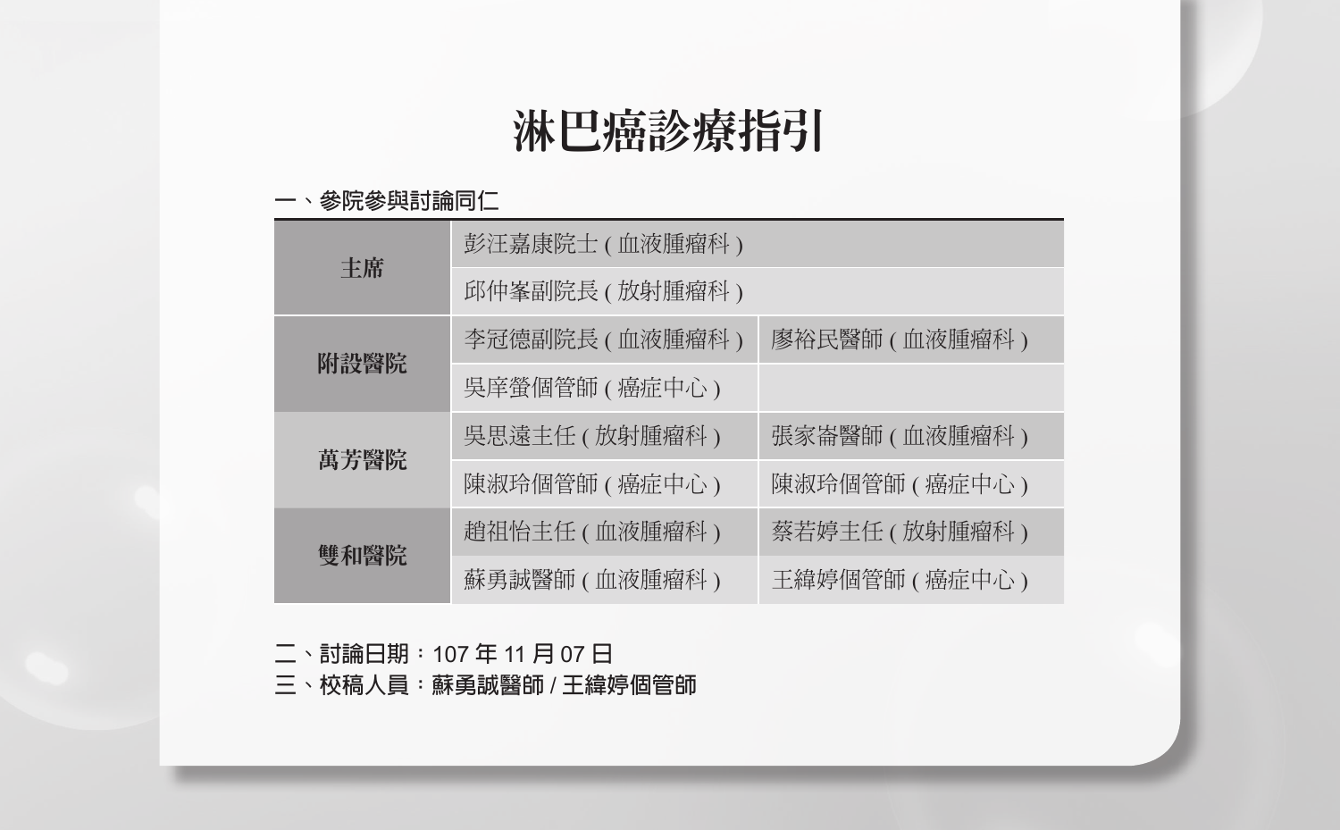# 淋巴癌診療指引

一、參院參與討論同仁

| | | |
|---|---|---|
| 主席 | 彭汪嘉康院士 ( 血液腫瘤科 ) | |
| | 邱仲峯副院長 ( 放射腫瘤科 ) | |
| 附設醫院 | 李冠德副院長 ( 血液腫瘤科 ) | 廖裕民醫師 ( 血液腫瘤科 ) |
| | 吳庠螢個管師 ( 癌症中心 ) | |
| 萬芳醫院 | 吳思遠主任 ( 放射腫瘤科 ) | 張家崙醫師 ( 血液腫瘤科 ) |
| | 陳淑玲個管師 ( 癌症中心 ) | 陳淑玲個管師 ( 癌症中心 ) |
| 雙和醫院 | 趙祖怡主任 ( 血液腫瘤科 ) | 蔡若婷主任 ( 放射腫瘤科 ) |
| | 蘇勇誠醫師 ( 血液腫瘤科 ) | 王緯婷個管師 ( 癌症中心 ) |

二、討論日期：107 年 11 月 07 日

三、校稿人員：蘇勇誠醫師 / 王緯婷個管師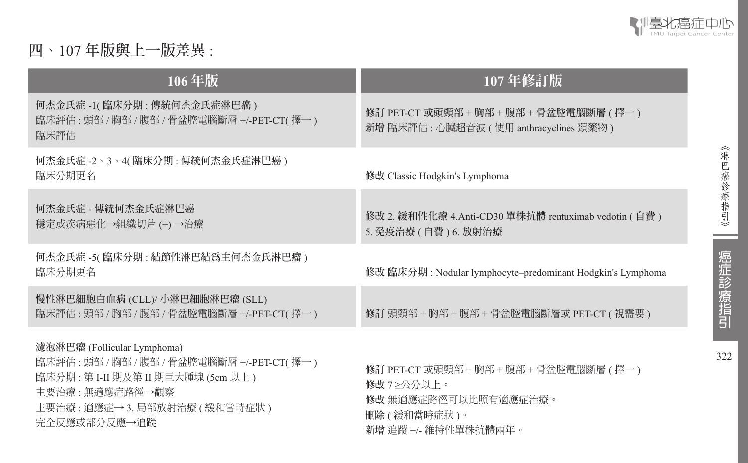## 四、107 年版與上一版差異 :

| 106 年版 | 107 年修訂版 |
|---|---|
| **何杰金氏症 -1( 臨床分期 : 傳統何杰金氏症淋巴癌 )**<br>臨床評估 : 頭部 / 胸部 / 腹部 / 骨盆腔電腦斷層 +/-PET-CT( 擇一 )<br>臨床評估 | **修訂** PET-CT 或頭頸部 + 胸部 + 腹部 + 骨盆腔電腦斷層 ( 擇一 )<br>**新增** 臨床評估 : 心臟超音波 ( 使用 anthracyclines 類藥物 ) |
| **何杰金氏症 -2、3、4( 臨床分期 : 傳統何杰金氏症淋巴癌 )**<br>臨床分期更名 | **修改** Classic Hodgkin's Lymphoma |
| **何杰金氏症 - 傳統何杰金氏症淋巴癌**<br>穩定或疾病惡化→組織切片 (+) →治療 | **修改** 2. 緩和性化療 4.Anti-CD30 單株抗體 rentuximab vedotin ( 自費 )<br>5. 免疫治療 ( 自費 ) 6. 放射治療 |
| **何杰金氏症 -5( 臨床分期 : 結節性淋巴結爲主何杰金氏淋巴瘤 )**<br>臨床分期更名 | **修改** 臨床分期 : Nodular lymphocyte–predominant Hodgkin's Lymphoma |
| **慢性淋巴細胞白血病 (CLL)/ 小淋巴細胞淋巴瘤 (SLL)**<br>臨床評估 : 頭部 / 胸部 / 腹部 / 骨盆腔電腦斷層 +/-PET-CT( 擇一 ) | **修訂** 頭頸部 + 胸部 + 腹部 + 骨盆腔電腦斷層或 PET-CT ( 視需要 ) |
| **濾泡淋巴瘤 (Follicular Lymphoma)**<br>臨床評估 : 頭部 / 胸部 / 腹部 / 骨盆腔電腦斷層 +/-PET-CT( 擇一 )<br>臨床分期 : 第 I-II 期及第 II 期巨大腫塊 (5cm 以上 )<br>主要治療 : 無適應症路徑→觀察<br>主要治療 : 適應症→ 3. 局部放射治療 ( 緩和當時症狀 )<br>完全反應或部分反應→追蹤 | **修訂** PET-CT 或頭頸部 + 胸部 + 腹部 + 骨盆腔電腦斷層 ( 擇一 )<br>**修改** 7 ≥公分以上。<br>**修改** 無適應症路徑可以比照有適應症治療。<br>**刪除** ( 緩和當時症狀 )。<br>**新增** 追蹤 +/- 維持性單株抗體兩年。 |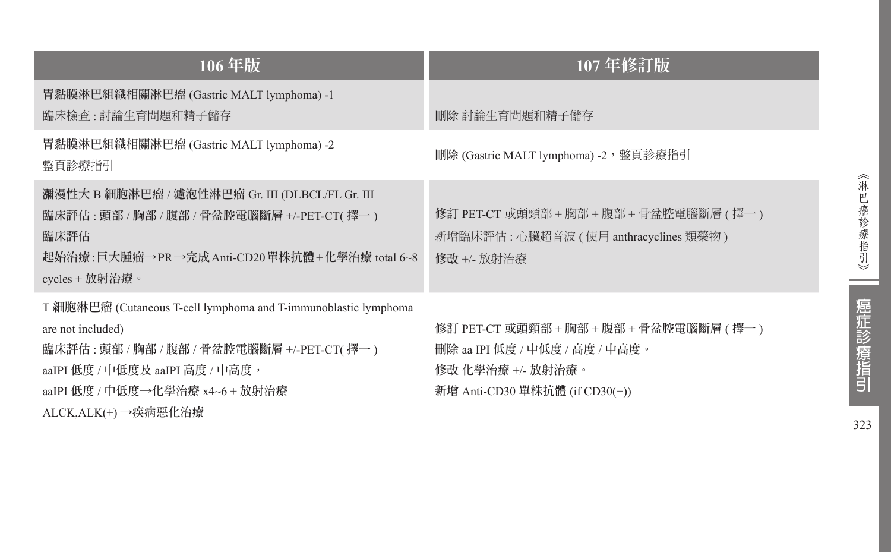| 106 年版 | 107 年修訂版 |
|---|---|
| **胃黏膜淋巴組織相關淋巴瘤 (Gastric MALT lymphoma) -1**<br>臨床檢查 : 討論生育問題和精子儲存 | **刪除** 討論生育問題和精子儲存 |
| **胃黏膜淋巴組織相關淋巴瘤 (Gastric MALT lymphoma) -2**<br>整頁診療指引 | **刪除** (Gastric MALT lymphoma) -2，整頁診療指引 |
| **瀰漫性大 B 細胞淋巴瘤 / 濾泡性淋巴瘤 Gr. III (DLBCL/FL Gr. III**<br>**臨床評估** : 頭部 / 胸部 / 腹部 / 骨盆腔電腦斷層 +/-PET-CT( 擇一 )<br>**臨床評估**<br>**起始治療**:巨大腫瘤→PR→完成Anti-CD20單株抗體+化學治療 total 6~8 cycles + 放射治療。 | **修訂** PET-CT 或頭頸部 + 胸部 + 腹部 + 骨盆腔電腦斷層 ( 擇一 )<br>新增臨床評估 : 心臟超音波 ( 使用 anthracyclines 類藥物 )<br>**修改** +/- 放射治療 |
| **T 細胞淋巴瘤** (Cutaneous T-cell lymphoma and T-immunoblastic lymphoma are not included)<br>**臨床評估** : 頭部 / 胸部 / 腹部 / 骨盆腔電腦斷層 +/-PET-CT( 擇一 )<br>aaIPI 低度 / 中低度及 aaIPI 高度 / 中高度，<br>aaIPI 低度 / 中低度→化學治療 x4~6 + 放射治療<br>ALCK,ALK(+) →疾病惡化治療 | **修訂** PET-CT 或頭頸部 + 胸部 + 腹部 + 骨盆腔電腦斷層 ( 擇一 )<br>**刪除** aa IPI 低度 / 中低度 / 高度 / 中高度。<br>**修改** 化學治療 +/- 放射治療。<br>**新增** Anti-CD30 單株抗體 (if CD30(+)) |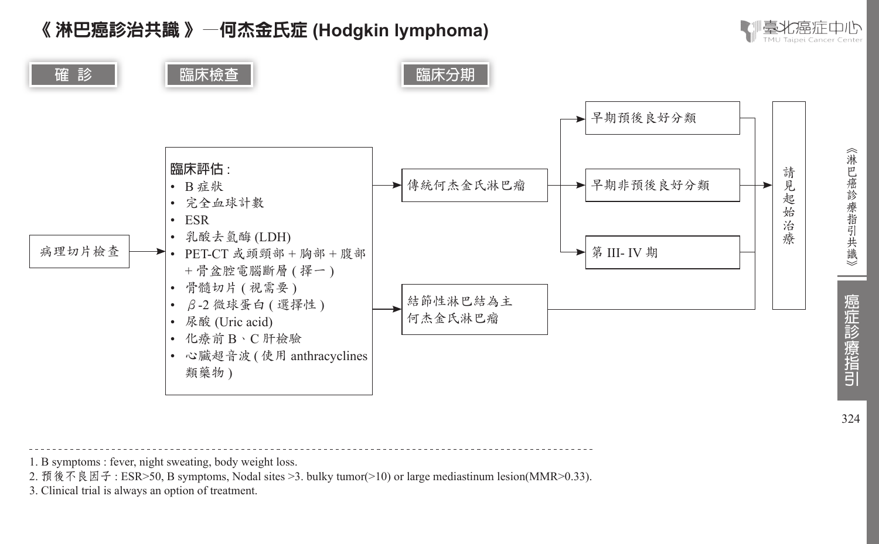# 《淋巴癌診治共識》—何杰金氏症 (Hodgkin lymphoma)

**確 診** → **臨床檢查** → **臨床分期**

病理切片檢查 →

**臨床評估：**
- B 症狀
- 完全血球計數
- ESR
- 乳酸去氫酶 (LDH)
- PET-CT 或頭頸部 + 胸部 + 腹部 + 骨盆腔電腦斷層 ( 擇一 )
- 骨髓切片 ( 視需要 )
- β-2 微球蛋白 ( 選擇性 )
- 尿酸 (Uric acid)
- 化療前 B、C 肝檢驗
- 心臟超音波 ( 使用 anthracyclines 類藥物 )

→ 傳統何杰金氏淋巴瘤
- → 早期預後良好分類 → 請見起始治療
- → 早期非預後良好分類 → 請見起始治療
- → 第 III- IV 期 → 請見起始治療

→ 結節性淋巴結為主何杰金氏淋巴瘤 → 請見起始治療

---

1. B symptoms : fever, night sweating, body weight loss.
2. 預後不良因子 : ESR>50, B symptoms, Nodal sites >3. bulky tumor(>10) or large mediastinum lesion(MMR>0.33).
3. Clinical trial is always an option of treatment.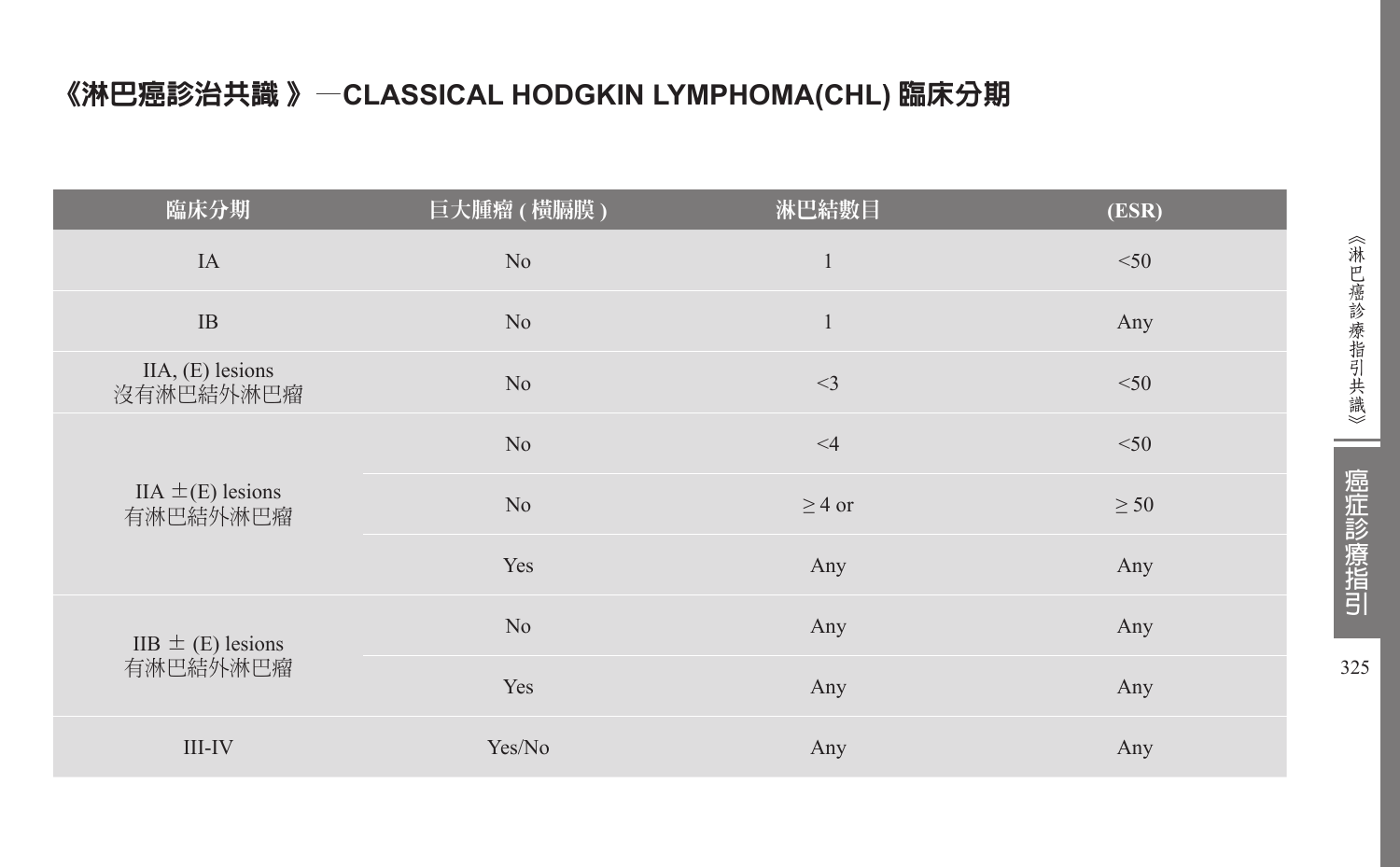# 《淋巴癌診治共識 》—CLASSICAL HODGKIN LYMPHOMA(CHL) 臨床分期

| 臨床分期 | 巨大腫瘤 ( 橫膈膜 ) | 淋巴結數目 | (ESR) |
|---|---|---|---|
| IA | No | 1 | <50 |
| IB | No | 1 | Any |
| IIA, (E) lesions 沒有淋巴結外淋巴瘤 | No | <3 | <50 |
| IIA ±(E) lesions 有淋巴結外淋巴瘤 | No | <4 | <50 |
| | No | ≥ 4 or | ≥ 50 |
| | Yes | Any | Any |
| IIB ± (E) lesions 有淋巴結外淋巴瘤 | No | Any | Any |
| | Yes | Any | Any |
| III-IV | Yes/No | Any | Any |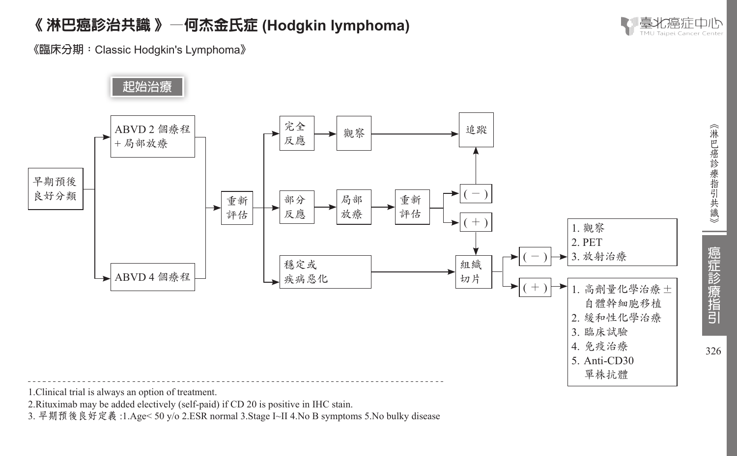# 《淋巴癌診治共識》—何杰金氏症 (Hodgkin lymphoma)

《臨床分期：Classic Hodgkin's Lymphoma》

**起始治療**

- 早期預後良好分類
  - → ABVD 2 個療程 + 局部放療
  - → ABVD 4 個療程
- → 重新評估
  - → 完全反應 → 觀察 → 追蹤
  - → 部分反應 → 局部放療 → 重新評估
    - → (－) → 追蹤
    - → (＋) → 組織切片
  - → 穩定或疾病惡化 → 組織切片
- 組織切片
  - → (－) →
    1. 觀察
    2. PET
    3. 放射治療
  - → (＋) →
    1. 高劑量化學治療 ± 自體幹細胞移植
    2. 緩和性化學治療
    3. 臨床試驗
    4. 免疫治療
    5. Anti-CD30 單株抗體

---

1.Clinical trial is always an option of treatment.

2.Rituximab may be added electively (self-paid) if CD 20 is positive in IHC stain.

3. 早期預後良好定義 :1.Age< 50 y/o 2.ESR normal 3.Stage I~II 4.No B symptoms 5.No bulky disease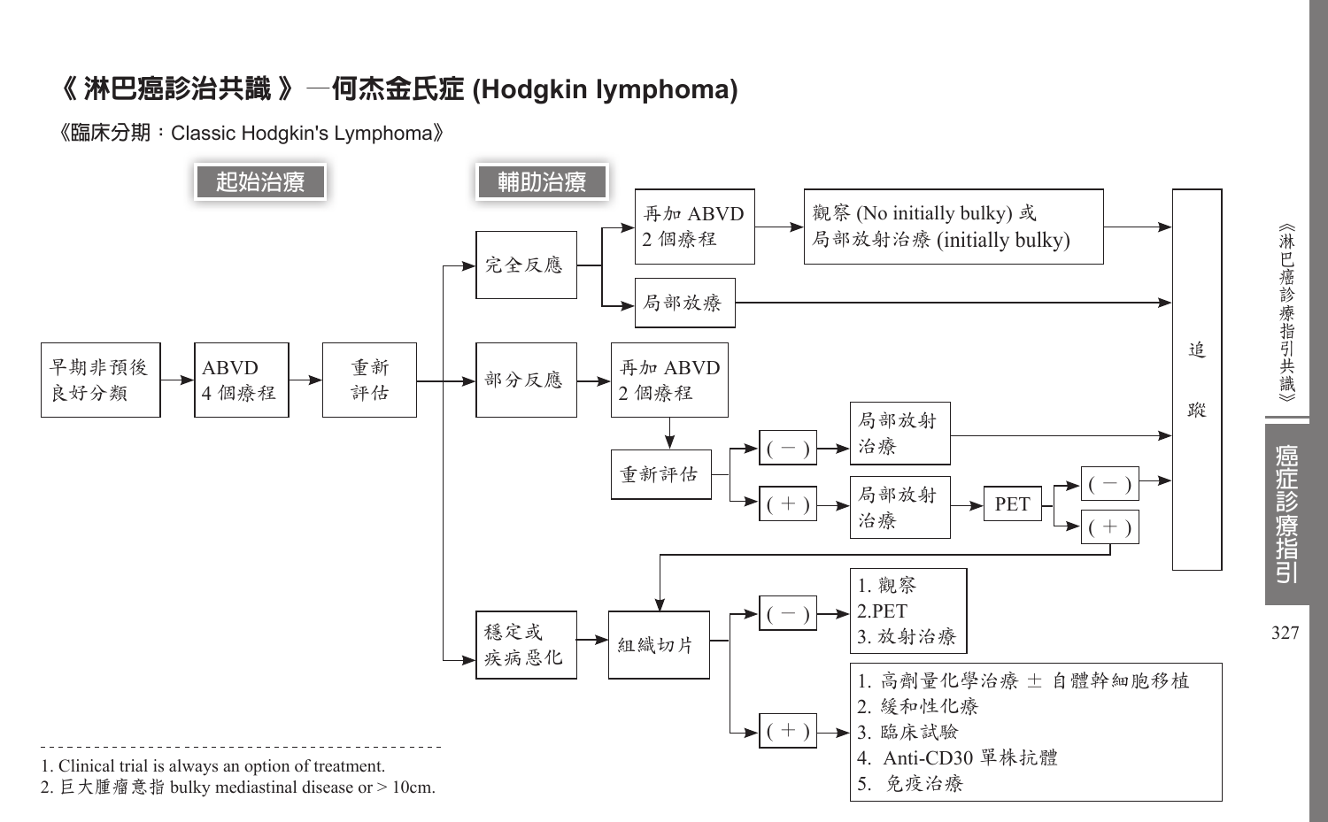# 《 淋巴癌診治共識 》—何杰金氏症 (Hodgkin lymphoma)

《臨床分期：Classic Hodgkin's Lymphoma》

**起始治療**　　**輔助治療**

- 早期非預後良好分類 → ABVD 4 個療程 → 重新評估
  - 完全反應
    - 再加 ABVD 2 個療程 → 觀察 (No initially bulky) 或 局部放射治療 (initially bulky) → 追蹤
    - 局部放療 → 追蹤
  - 部分反應 → 再加 ABVD 2 個療程 → 重新評估
    - ( − ) → 局部放射治療 → 追蹤
    - ( + ) → 局部放射治療 → PET
      - ( − ) → 追蹤
      - ( + ) → 組織切片
  - 穩定或疾病惡化 → 組織切片
    - ( − ) →
      1. 觀察
      2. PET
      3. 放射治療
    - ( + ) →
      1. 高劑量化學治療 ± 自體幹細胞移植
      2. 緩和性化療
      3. 臨床試驗
      4. Anti-CD30 單株抗體
      5. 免疫治療

---

1. Clinical trial is always an option of treatment.
2. 巨大腫瘤意指 bulky mediastinal disease or > 10cm.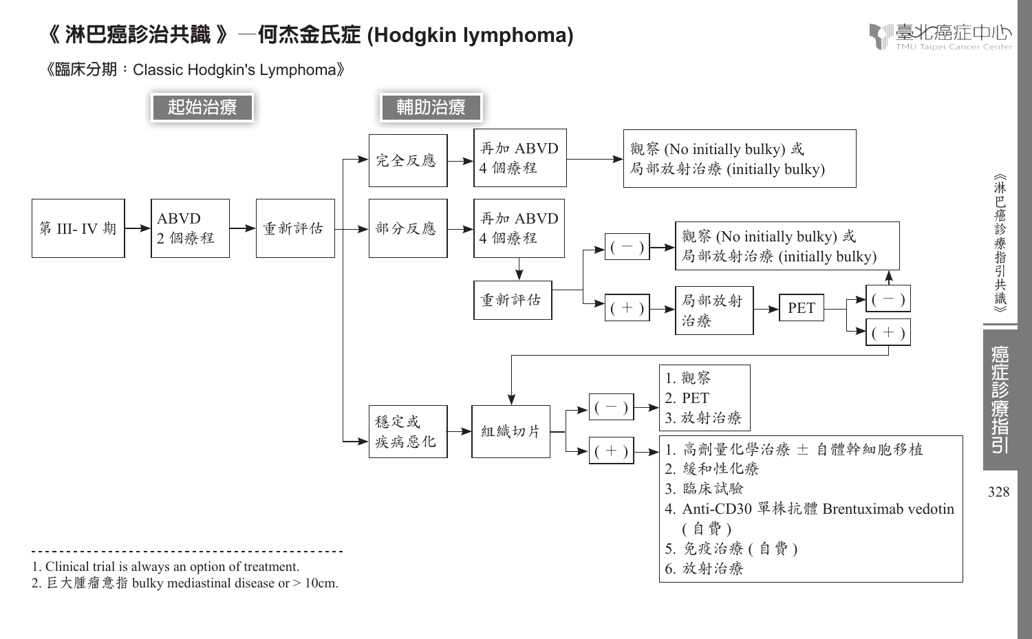# 《淋巴癌診治共識》—何杰金氏症 (Hodgkin lymphoma)

《臨床分期：Classic Hodgkin's Lymphoma》

**起始治療** → **輔助治療**

第 III- IV 期 → ABVD 2 個療程 → 重新評估

- 完全反應 → 再加 ABVD 4 個療程 → 觀察 (No initially bulky) 或 局部放射治療 (initially bulky)
- 部分反應 → 再加 ABVD 4 個療程 → 重新評估
  - ( − ) → 觀察 (No initially bulky) 或 局部放射治療 (initially bulky)
  - ( + ) → 局部放射治療 → PET
    - ( − ) → 觀察 (No initially bulky) 或 局部放射治療 (initially bulky)
    - ( + ) → 組織切片
- 穩定或疾病惡化 → 組織切片
  - ( − ) →
    1. 觀察
    2. PET
    3. 放射治療
  - ( + ) →
    1. 高劑量化學治療 ± 自體幹細胞移植
    2. 緩和性化療
    3. 臨床試驗
    4. Anti-CD30 單株抗體 Brentuximab vedotin ( 自費 )
    5. 免疫治療 ( 自費 )
    6. 放射治療

---

1. Clinical trial is always an option of treatment.
2. 巨大腫瘤意指 bulky mediastinal disease or > 10cm.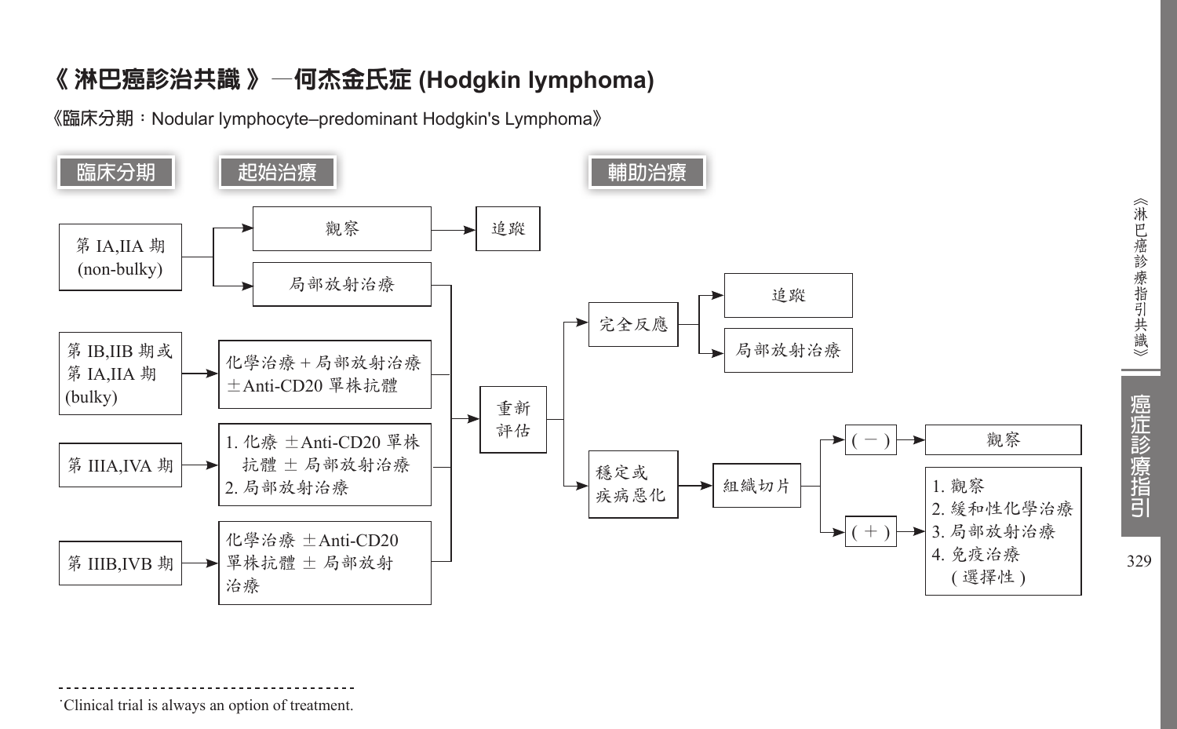# 《淋巴癌診治共識》—何杰金氏症 (Hodgkin lymphoma)

《臨床分期：Nodular lymphocyte–predominant Hodgkin's Lymphoma》

**臨床分期** → **起始治療** → **輔助治療**

- 第 IA,IIA 期 (non-bulky)
  - 觀察 → 追蹤
  - 局部放射治療 → 重新評估
- 第 IB,IIB 期或第 IA,IIA 期 (bulky)
  - 化學治療 + 局部放射治療 ±Anti-CD20 單株抗體 → 重新評估
- 第 IIIA,IVA 期
  - 1. 化療 ±Anti-CD20 單株抗體 ± 局部放射治療
  - 2. 局部放射治療
  - → 重新評估
- 第 IIIB,IVB 期
  - 化學治療 ±Anti-CD20 單株抗體 ± 局部放射治療 → 重新評估

重新評估：

- 完全反應
  - 追蹤
  - 局部放射治療
- 穩定或疾病惡化 → 組織切片
  - (－) → 觀察
  - (＋) →
    1. 觀察
    2. 緩和性化學治療
    3. 局部放射治療
    4. 免疫治療 (選擇性)

˙Clinical trial is always an option of treatment.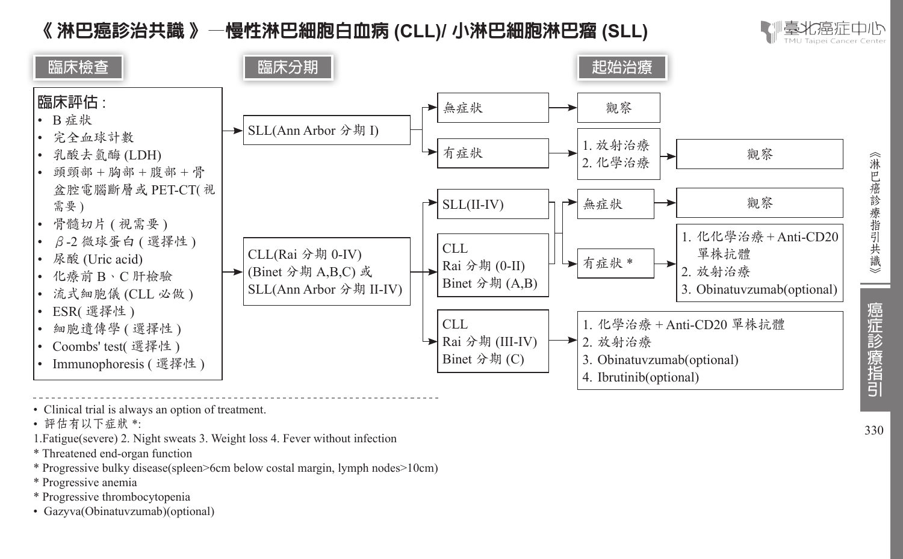# 《淋巴癌診治共識》—慢性淋巴細胞白血病 (CLL)/ 小淋巴細胞淋巴瘤 (SLL)

## 臨床檢查

**臨床評估 :**

- B 症狀
- 完全血球計數
- 乳酸去氫酶 (LDH)
- 頭頸部 + 胸部 + 腹部 + 骨盆腔電腦斷層或 PET-CT( 視需要 )
- 骨髓切片 ( 視需要 )
- β-2 微球蛋白 ( 選擇性 )
- 尿酸 (Uric acid)
- 化療前 B、C 肝檢驗
- 流式細胞儀 (CLL 必做 )
- ESR( 選擇性 )
- 細胞遺傳學 ( 選擇性 )
- Coombs' test( 選擇性 )
- Immunophoresis ( 選擇性 )

## 臨床分期 → 起始治療

**SLL(Ann Arbor 分期 I)**

- 無症狀 → 觀察
- 有症狀 → 1. 放射治療 2. 化學治療 → 觀察

**CLL(Rai 分期 0-IV) (Binet 分期 A,B,C) 或 SLL(Ann Arbor 分期 II-IV)**

- SLL(II-IV) 或 CLL Rai 分期 (0-II) Binet 分期 (A,B)
  - 無症狀 → 觀察
  - 有症狀 * →
    1. 化化學治療 + Anti-CD20 單株抗體
    2. 放射治療
    3. Obinatuvzumab(optional)
- CLL Rai 分期 (III-IV) Binet 分期 (C) →
  1. 化學治療 + Anti-CD20 單株抗體
  2. 放射治療
  3. Obinatuvzumab(optional)
  4. Ibrutinib(optional)

---

- Clinical trial is always an option of treatment.
- 評估有以下症狀 *:

1.Fatigue(severe) 2. Night sweats 3. Weight loss 4. Fever without infection

\* Threatened end-organ function

\* Progressive bulky disease(spleen>6cm below costal margin, lymph nodes>10cm)

\* Progressive anemia

\* Progressive thrombocytopenia

- Gazyva(Obinatuvzumab)(optional)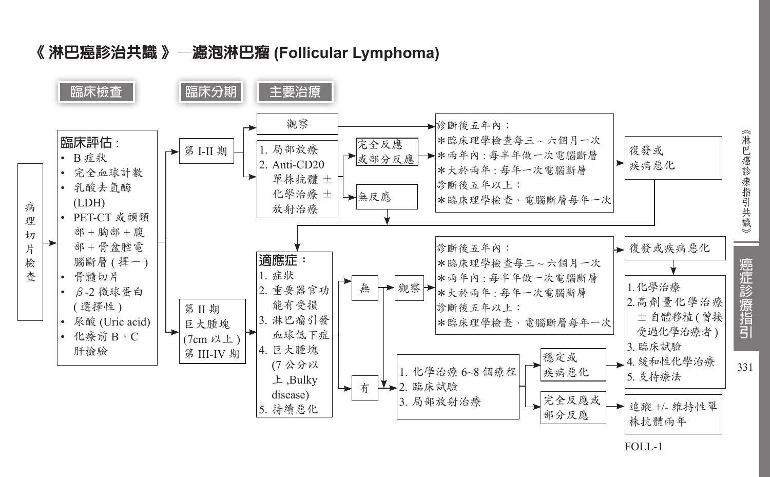# 《淋巴癌診治共識》—濾泡淋巴瘤 (Follicular Lymphoma)

**臨床檢查** | **臨床分期** | **主要治療**

病理切片檢查 → 

**臨床評估：**
- B 症狀
- 完全血球計數
- 乳酸去氫酶 (LDH)
- PET-CT 或頭頸部＋胸部＋腹部＋骨盆腔電腦斷層 ( 擇一 )
- 骨髓切片
- β-2 微球蛋白 ( 選擇性 )
- 尿酸 (Uric acid)
- 化療前 B、C 肝檢驗

**第 I-II 期** →
- 觀察 → 診斷後五年內：
  - ＊臨床理學檢查每三～六個月一次
  - ＊兩年內：每半年做一次電腦斷層
  - ＊大於兩年：每年一次電腦斷層
  - 診斷後五年以上：
  - ＊臨床理學檢查、電腦斷層每年一次
  - → 復發或疾病惡化 → 適應症
- 1. 局部放療
  2. Anti-CD20 單株抗體 ± 化學治療 ± 放射治療
  - → 完全反應或部分反應 → 診斷後五年內：（追蹤同上）→ 復發或疾病惡化 → 適應症
  - → 無反應 → 適應症

**第 II 期巨大腫塊 (7cm 以上)、第 III-IV 期** →

**適應症：**
1. 症狀
2. 重要器官功能有受損
3. 淋巴瘤引發血球低下症
4. 巨大腫塊 (7 公分以上 ,Bulky disease)
5. 持續惡化

- 無 → 觀察 → 診斷後五年內：
  - ＊臨床理學檢查每三～六個月一次
  - ＊兩年內：每半年做一次電腦斷層
  - ＊大於兩年：每年一次電腦斷層
  - 診斷後五年以上：
  - ＊臨床理學檢查、電腦斷層每年一次
  - → 復發或疾病惡化 →
    1. 化學治療
    2. 高劑量化學治療 ± 自體移植 ( 曾接受過化學治療者 )
    3. 臨床試驗
    4. 緩和性化學治療
    5. 支持療法
- 有 →
  1. 化學治療 6~8 個療程
  2. 臨床試驗
  3. 局部放射治療
  - → 穩定或疾病惡化 →
    1. 化學治療
    2. 高劑量化學治療 ± 自體移植 ( 曾接受過化學治療者 )
    3. 臨床試驗
    4. 緩和性化學治療
    5. 支持療法
  - → 完全反應或部分反應 → 追蹤 +/- 維持性單株抗體兩年

FOLL-1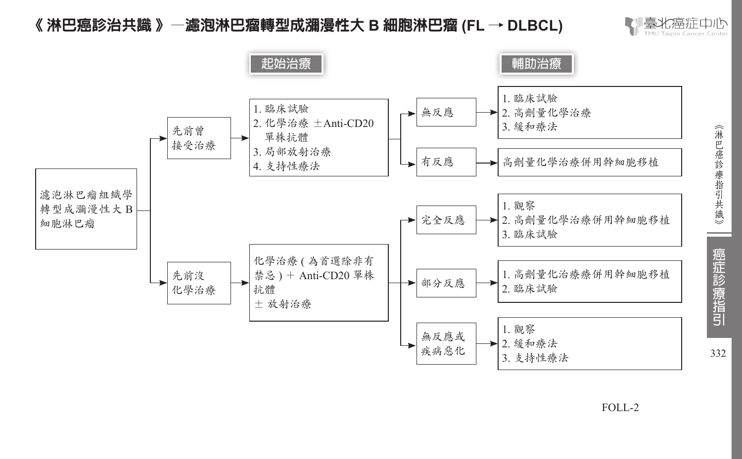# 《淋巴癌診治共識》—濾泡淋巴瘤轉型成瀰漫性大 B 細胞淋巴瘤 (FL → DLBCL)

**濾泡淋巴瘤組織學轉型成瀰漫性大 B 細胞淋巴瘤**

| 狀況 | 起始治療 | 反應 | 輔助治療 |
| --- | --- | --- | --- |
| 先前曾接受治療 | 1. 臨床試驗<br>2. 化學治療 ±Anti-CD20 單株抗體<br>3. 局部放射治療<br>4. 支持性療法 | 無反應 | 1. 臨床試驗<br>2. 高劑量化學治療<br>3. 緩和療法 |
| | | 有反應 | 高劑量化學治療併用幹細胞移植 |
| 先前沒化學治療 | 化學治療 ( 為首選除非有禁忌 ) + Anti-CD20 單株抗體<br>± 放射治療 | 完全反應 | 1. 觀察<br>2. 高劑量化學治療併用幹細胞移植<br>3. 臨床試驗 |
| | | 部分反應 | 1. 高劑量化治療療併用幹細胞移植<br>2. 臨床試驗 |
| | | 無反應或疾病惡化 | 1. 觀察<br>2. 緩和療法<br>3. 支持性療法 |

FOLL-2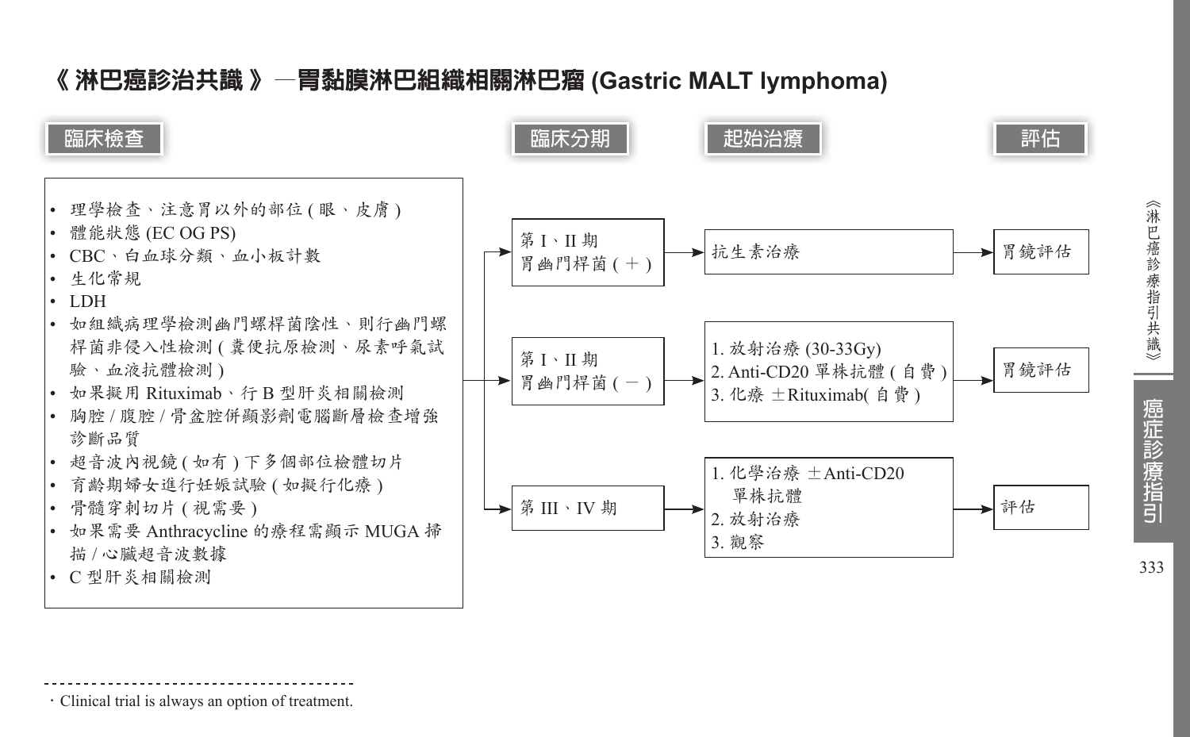# 《淋巴癌診治共識》—胃黏膜淋巴組織相關淋巴瘤 (Gastric MALT lymphoma)

## 臨床檢查

- 理學檢查、注意胃以外的部位 ( 眼、皮膚 )
- 體能狀態 (EC OG PS)
- CBC、白血球分類、血小板計數
- 生化常規
- LDH
- 如組織病理學檢測幽門螺桿菌陰性、則行幽門螺桿菌非侵入性檢測 ( 糞便抗原檢測、尿素呼氣試驗、血液抗體檢測 )
- 如果擬用 Rituximab、行 B 型肝炎相關檢測
- 胸腔 / 腹腔 / 骨盆腔併顯影劑電腦斷層檢查增強診斷品質
- 超音波內視鏡 ( 如有 ) 下多個部位檢體切片
- 育齡期婦女進行妊娠試驗 ( 如擬行化療 )
- 骨髓穿刺切片 ( 視需要 )
- 如果需要 Anthracycline 的療程需顯示 MUGA 掃描 / 心臟超音波數據
- C 型肝炎相關檢測

| 臨床分期 | 起始治療 | 評估 |
| --- | --- | --- |
| 第 I、II 期 胃幽門桿菌 ( + ) | 抗生素治療 | 胃鏡評估 |
| 第 I、II 期 胃幽門桿菌 ( − ) | 1. 放射治療 (30-33Gy)<br>2. Anti-CD20 單株抗體 ( 自費 )<br>3. 化療 ±Rituximab( 自費 ) | 胃鏡評估 |
| 第 III、IV 期 | 1. 化學治療 ±Anti-CD20 單株抗體<br>2. 放射治療<br>3. 觀察 | 評估 |

・Clinical trial is always an option of treatment.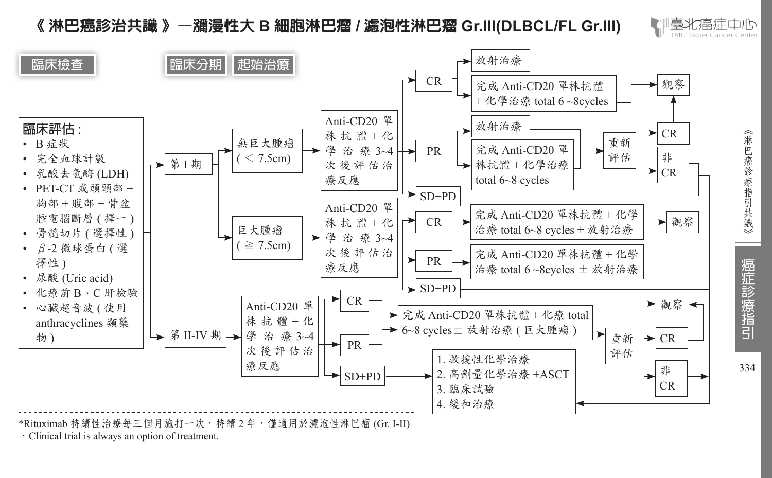# 《淋巴癌診治共識》—瀰漫性大 B 細胞淋巴瘤 / 濾泡性淋巴瘤 Gr.III(DLBCL/FL Gr.III)

**臨床檢查**　**臨床分期**　**起始治療**

**臨床評估：**

- B 症狀
- 完全血球計數
- 乳酸去氫酶 (LDH)
- PET-CT 或頭頸部 + 胸部 + 腹部 + 骨盆腔電腦斷層 ( 擇一 )
- 骨髓切片 ( 選擇性 )
- β-2 微球蛋白 ( 選擇性 )
- 尿酸 (Uric acid)
- 化療前 B、C 肝檢驗
- 心臟超音波 ( 使用 anthracyclines 類藥物 )

**第 I 期**

- 無巨大腫瘤 ( < 7.5cm) → Anti-CD20 單株抗體 + 化學治療 3~4 次後評估治療反應
  - CR → 放射治療 / 完成 Anti-CD20 單株抗體 + 化學治療 total 6 ~8cycles → 觀察
  - PR → 放射治療 / 完成 Anti-CD20 單株抗體 + 化學治療 total 6~8 cycles → 重新評估
    - CR → 觀察
    - 非 CR → 1. 救援性化學治療 2. 高劑量化學治療 +ASCT 3. 臨床試驗 4. 緩和治療
  - SD+PD → 1. 救援性化學治療 2. 高劑量化學治療 +ASCT 3. 臨床試驗 4. 緩和治療
- 巨大腫瘤 ( ≧ 7.5cm) → Anti-CD20 單株抗體 + 化學治療 3~4 次後評估治療反應
  - CR → 完成 Anti-CD20 單株抗體 + 化學治療 total 6~8 cycles + 放射治療 → 觀察
  - PR → 完成 Anti-CD20 單株抗體 + 化學治療 total 6 ~8cycles ± 放射治療
  - SD+PD → 1. 救援性化學治療 2. 高劑量化學治療 +ASCT 3. 臨床試驗 4. 緩和治療

**第 II-IV 期** → Anti-CD20 單株抗體 + 化學治療 3~4 次後評估治療反應

- CR / PR → 完成 Anti-CD20 單株抗體 + 化療 total 6~8 cycles± 放射治療 ( 巨大腫瘤 ) → 觀察 / 重新評估
  - CR → 觀察
  - 非 CR → 1. 救援性化學治療 2. 高劑量化學治療 +ASCT 3. 臨床試驗 4. 緩和治療
- SD+PD → 1. 救援性化學治療 2. 高劑量化學治療 +ASCT 3. 臨床試驗 4. 緩和治療

---

*Rituximab 持續性治療每三個月施打一次，持續 2 年，僅適用於濾泡性淋巴瘤 (Gr. I-II)

・Clinical trial is always an option of treatment.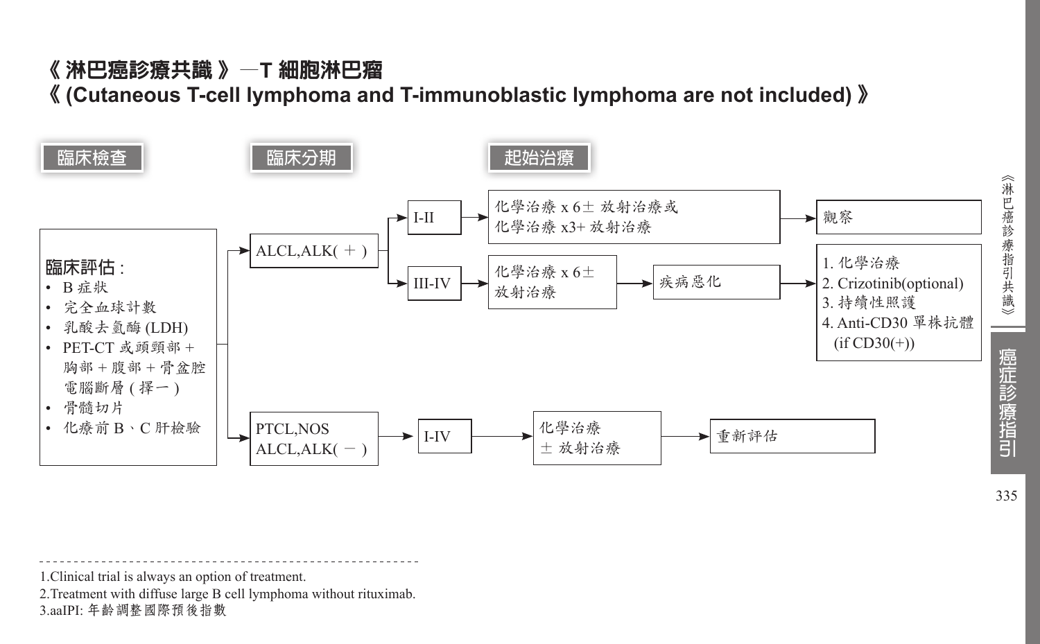# 《淋巴癌診療共識》—T 細胞淋巴瘤

## 《(Cutaneous T-cell lymphoma and T-immunoblastic lymphoma are not included)》

**臨床檢查** → **臨床分期** → **起始治療**

**臨床評估：**
- B 症狀
- 完全血球計數
- 乳酸去氫酶 (LDH)
- PET-CT 或頭頸部 + 胸部 + 腹部 + 骨盆腔電腦斷層 ( 擇一 )
- 骨髓切片
- 化療前 B、C 肝檢驗

**ALCL,ALK( + )**
- I-II → 化學治療 x 6± 放射治療或化學治療 x3+ 放射治療 → 觀察
- III-IV → 化學治療 x 6± 放射治療 → 疾病惡化 →
  1. 化學治療
  2. Crizotinib(optional)
  3. 持續性照護
  4. Anti-CD30 單株抗體 (if CD30(+))

**PTCL,NOS ALCL,ALK( − )**
- I-IV → 化學治療 ± 放射治療 → 重新評估

---

1.Clinical trial is always an option of treatment.
2.Treatment with diffuse large B cell lymphoma without rituximab.
3.aaIPI: 年齡調整國際預後指數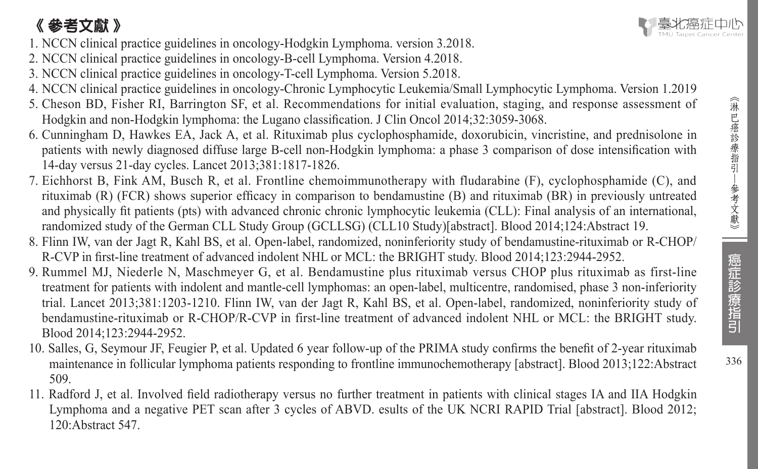# 《 參考文獻 》

1. NCCN clinical practice guidelines in oncology-Hodgkin Lymphoma. version 3.2018.
2. NCCN clinical practice guidelines in oncology-B-cell Lymphoma. Version 4.2018.
3. NCCN clinical practice guidelines in oncology-T-cell Lymphoma. Version 5.2018.
4. NCCN clinical practice guidelines in oncology-Chronic Lymphocytic Leukemia/Small Lymphocytic Lymphoma. Version 1.2019
5. Cheson BD, Fisher RI, Barrington SF, et al. Recommendations for initial evaluation, staging, and response assessment of Hodgkin and non-Hodgkin lymphoma: the Lugano classification. J Clin Oncol 2014;32:3059-3068.
6. Cunningham D, Hawkes EA, Jack A, et al. Rituximab plus cyclophosphamide, doxorubicin, vincristine, and prednisolone in patients with newly diagnosed diffuse large B-cell non-Hodgkin lymphoma: a phase 3 comparison of dose intensification with 14-day versus 21-day cycles. Lancet 2013;381:1817-1826.
7. Eichhorst B, Fink AM, Busch R, et al. Frontline chemoimmunotherapy with fludarabine (F), cyclophosphamide (C), and rituximab (R) (FCR) shows superior efficacy in comparison to bendamustine (B) and rituximab (BR) in previously untreated and physically fit patients (pts) with advanced chronic chronic lymphocytic leukemia (CLL): Final analysis of an international, randomized study of the German CLL Study Group (GCLLSG) (CLL10 Study)[abstract]. Blood 2014;124:Abstract 19.
8. Flinn IW, van der Jagt R, Kahl BS, et al. Open-label, randomized, noninferiority study of bendamustine-rituximab or R-CHOP/R-CVP in first-line treatment of advanced indolent NHL or MCL: the BRIGHT study. Blood 2014;123:2944-2952.
9. Rummel MJ, Niederle N, Maschmeyer G, et al. Bendamustine plus rituximab versus CHOP plus rituximab as first-line treatment for patients with indolent and mantle-cell lymphomas: an open-label, multicentre, randomised, phase 3 non-inferiority trial. Lancet 2013;381:1203-1210. Flinn IW, van der Jagt R, Kahl BS, et al. Open-label, randomized, noninferiority study of bendamustine-rituximab or R-CHOP/R-CVP in first-line treatment of advanced indolent NHL or MCL: the BRIGHT study. Blood 2014;123:2944-2952.
10. Salles, G, Seymour JF, Feugier P, et al. Updated 6 year follow-up of the PRIMA study confirms the benefit of 2-year rituximab maintenance in follicular lymphoma patients responding to frontline immunochemotherapy [abstract]. Blood 2013;122:Abstract 509.
11. Radford J, et al. Involved field radiotherapy versus no further treatment in patients with clinical stages IA and IIA Hodgkin Lymphoma and a negative PET scan after 3 cycles of ABVD. esults of the UK NCRI RAPID Trial [abstract]. Blood 2012; 120:Abstract 547.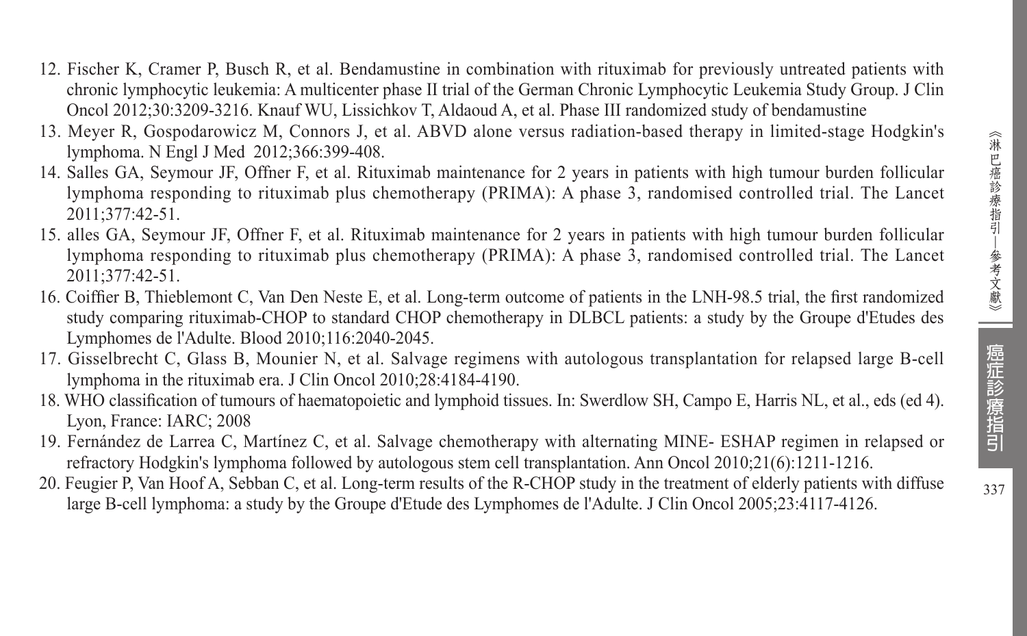12. Fischer K, Cramer P, Busch R, et al. Bendamustine in combination with rituximab for previously untreated patients with chronic lymphocytic leukemia: A multicenter phase II trial of the German Chronic Lymphocytic Leukemia Study Group. J Clin Oncol 2012;30:3209-3216. Knauf WU, Lissichkov T, Aldaoud A, et al. Phase III randomized study of bendamustine
13. Meyer R, Gospodarowicz M, Connors J, et al. ABVD alone versus radiation-based therapy in limited-stage Hodgkin's lymphoma. N Engl J Med 2012;366:399-408.
14. Salles GA, Seymour JF, Offner F, et al. Rituximab maintenance for 2 years in patients with high tumour burden follicular lymphoma responding to rituximab plus chemotherapy (PRIMA): A phase 3, randomised controlled trial. The Lancet 2011;377:42-51.
15. alles GA, Seymour JF, Offner F, et al. Rituximab maintenance for 2 years in patients with high tumour burden follicular lymphoma responding to rituximab plus chemotherapy (PRIMA): A phase 3, randomised controlled trial. The Lancet 2011;377:42-51.
16. Coiffier B, Thieblemont C, Van Den Neste E, et al. Long-term outcome of patients in the LNH-98.5 trial, the first randomized study comparing rituximab-CHOP to standard CHOP chemotherapy in DLBCL patients: a study by the Groupe d'Etudes des Lymphomes de l'Adulte. Blood 2010;116:2040-2045.
17. Gisselbrecht C, Glass B, Mounier N, et al. Salvage regimens with autologous transplantation for relapsed large B-cell lymphoma in the rituximab era. J Clin Oncol 2010;28:4184-4190.
18. WHO classification of tumours of haematopoietic and lymphoid tissues. In: Swerdlow SH, Campo E, Harris NL, et al., eds (ed 4). Lyon, France: IARC; 2008
19. Fernández de Larrea C, Martínez C, et al. Salvage chemotherapy with alternating MINE- ESHAP regimen in relapsed or refractory Hodgkin's lymphoma followed by autologous stem cell transplantation. Ann Oncol 2010;21(6):1211-1216.
20. Feugier P, Van Hoof A, Sebban C, et al. Long-term results of the R-CHOP study in the treatment of elderly patients with diffuse large B-cell lymphoma: a study by the Groupe d'Etude des Lymphomes de l'Adulte. J Clin Oncol 2005;23:4117-4126.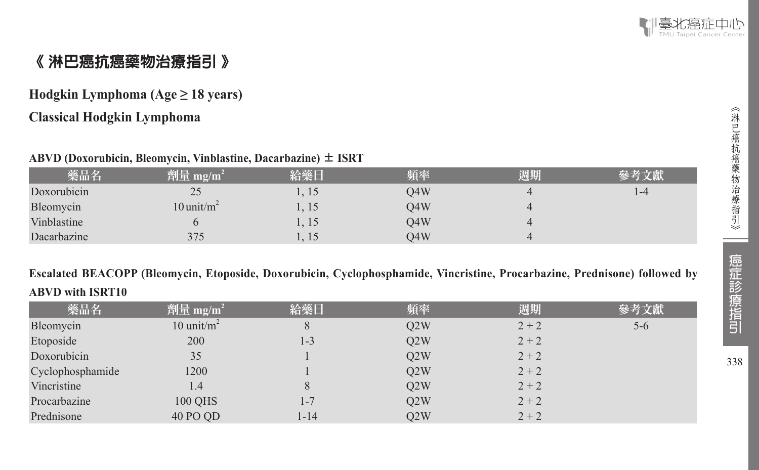# 《 淋巴癌抗癌藥物治療指引 》

## Hodgkin Lymphoma (Age ≥ 18 years)

## Classical Hodgkin Lymphoma

**ABVD (Doxorubicin, Bleomycin, Vinblastine, Dacarbazine) ± ISRT**

| 藥品名 | 劑量 mg/m² | 給藥日 | 頻率 | 週期 | 參考文獻 |
|---|---|---|---|---|---|
| Doxorubicin | 25 | 1, 15 | Q4W | 4 | 1-4 |
| Bleomycin | 10 unit/m² | 1, 15 | Q4W | 4 | |
| Vinblastine | 6 | 1, 15 | Q4W | 4 | |
| Dacarbazine | 375 | 1, 15 | Q4W | 4 | |

**Escalated BEACOPP (Bleomycin, Etoposide, Doxorubicin, Cyclophosphamide, Vincristine, Procarbazine, Prednisone) followed by ABVD with ISRT10**

| 藥品名 | 劑量 mg/m² | 給藥日 | 頻率 | 週期 | 參考文獻 |
|---|---|---|---|---|---|
| Bleomycin | 10 unit/m² | 8 | Q2W | 2 + 2 | 5-6 |
| Etoposide | 200 | 1-3 | Q2W | 2 + 2 | |
| Doxorubicin | 35 | 1 | Q2W | 2 + 2 | |
| Cyclophosphamide | 1200 | 1 | Q2W | 2 + 2 | |
| Vincristine | 1.4 | 8 | Q2W | 2 + 2 | |
| Procarbazine | 100 QHS | 1-7 | Q2W | 2 + 2 | |
| Prednisone | 40 PO QD | 1-14 | Q2W | 2 + 2 | |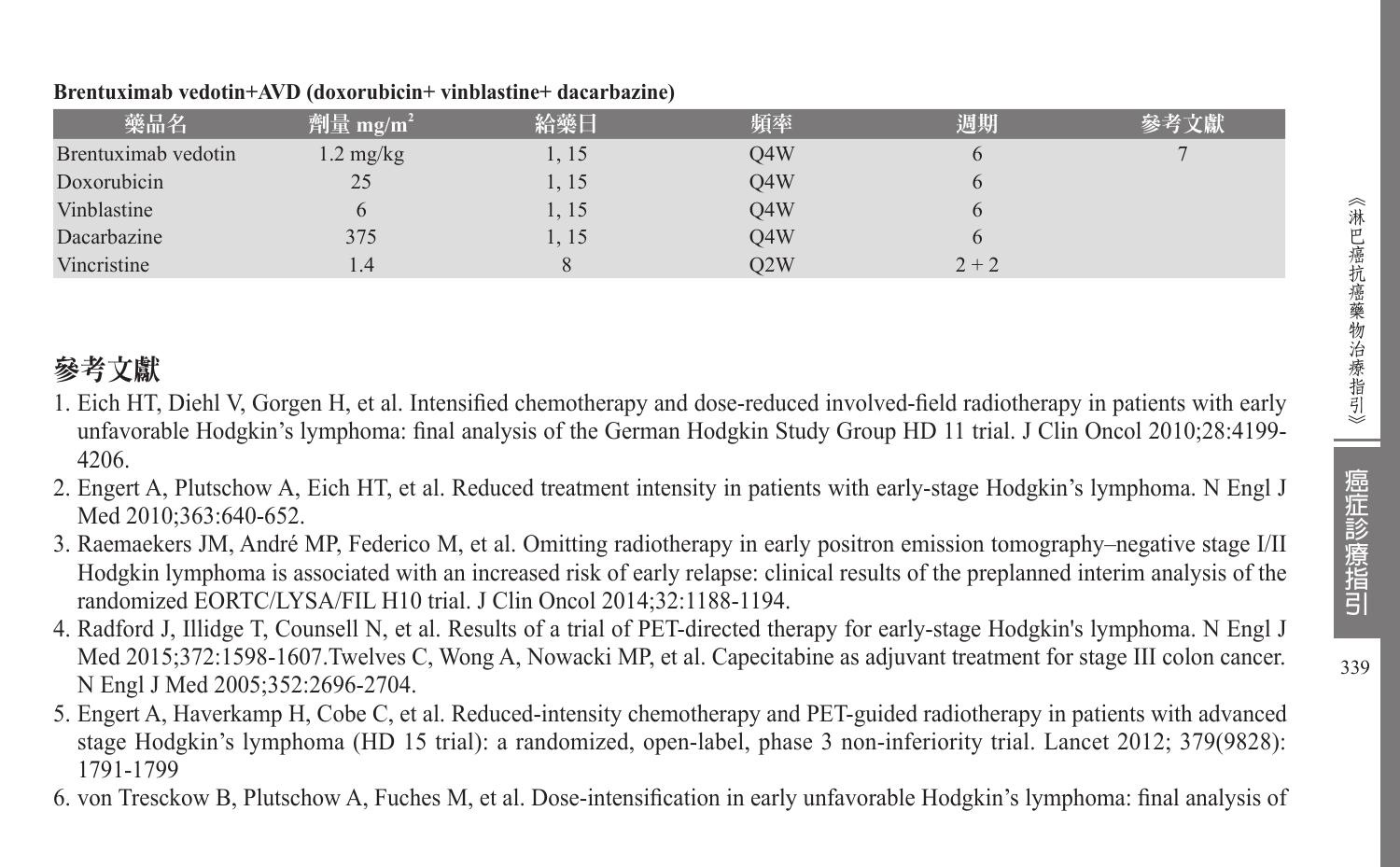**Brentuximab vedotin+AVD (doxorubicin+ vinblastine+ dacarbazine)**

| 藥品名 | 劑量 mg/m$^2$ | 給藥日 | 頻率 | 週期 | 參考文獻 |
|---|---|---|---|---|---|
| Brentuximab vedotin | 1.2 mg/kg | 1, 15 | Q4W | 6 | 7 |
| Doxorubicin | 25 | 1, 15 | Q4W | 6 | |
| Vinblastine | 6 | 1, 15 | Q4W | 6 | |
| Dacarbazine | 375 | 1, 15 | Q4W | 6 | |
| Vincristine | 1.4 | 8 | Q2W | 2 + 2 | |

## 參考文獻

1. Eich HT, Diehl V, Gorgen H, et al. Intensified chemotherapy and dose-reduced involved-field radiotherapy in patients with early unfavorable Hodgkin's lymphoma: final analysis of the German Hodgkin Study Group HD 11 trial. J Clin Oncol 2010;28:4199-4206.
2. Engert A, Plutschow A, Eich HT, et al. Reduced treatment intensity in patients with early-stage Hodgkin's lymphoma. N Engl J Med 2010;363:640-652.
3. Raemaekers JM, André MP, Federico M, et al. Omitting radiotherapy in early positron emission tomography–negative stage I/II Hodgkin lymphoma is associated with an increased risk of early relapse: clinical results of the preplanned interim analysis of the randomized EORTC/LYSA/FIL H10 trial. J Clin Oncol 2014;32:1188-1194.
4. Radford J, Illidge T, Counsell N, et al. Results of a trial of PET-directed therapy for early-stage Hodgkin's lymphoma. N Engl J Med 2015;372:1598-1607.Twelves C, Wong A, Nowacki MP, et al. Capecitabine as adjuvant treatment for stage III colon cancer. N Engl J Med 2005;352:2696-2704.
5. Engert A, Haverkamp H, Cobe C, et al. Reduced-intensity chemotherapy and PET-guided radiotherapy in patients with advanced stage Hodgkin's lymphoma (HD 15 trial): a randomized, open-label, phase 3 non-inferiority trial. Lancet 2012; 379(9828): 1791-1799
6. von Tresckow B, Plutschow A, Fuches M, et al. Dose-intensification in early unfavorable Hodgkin's lymphoma: final analysis of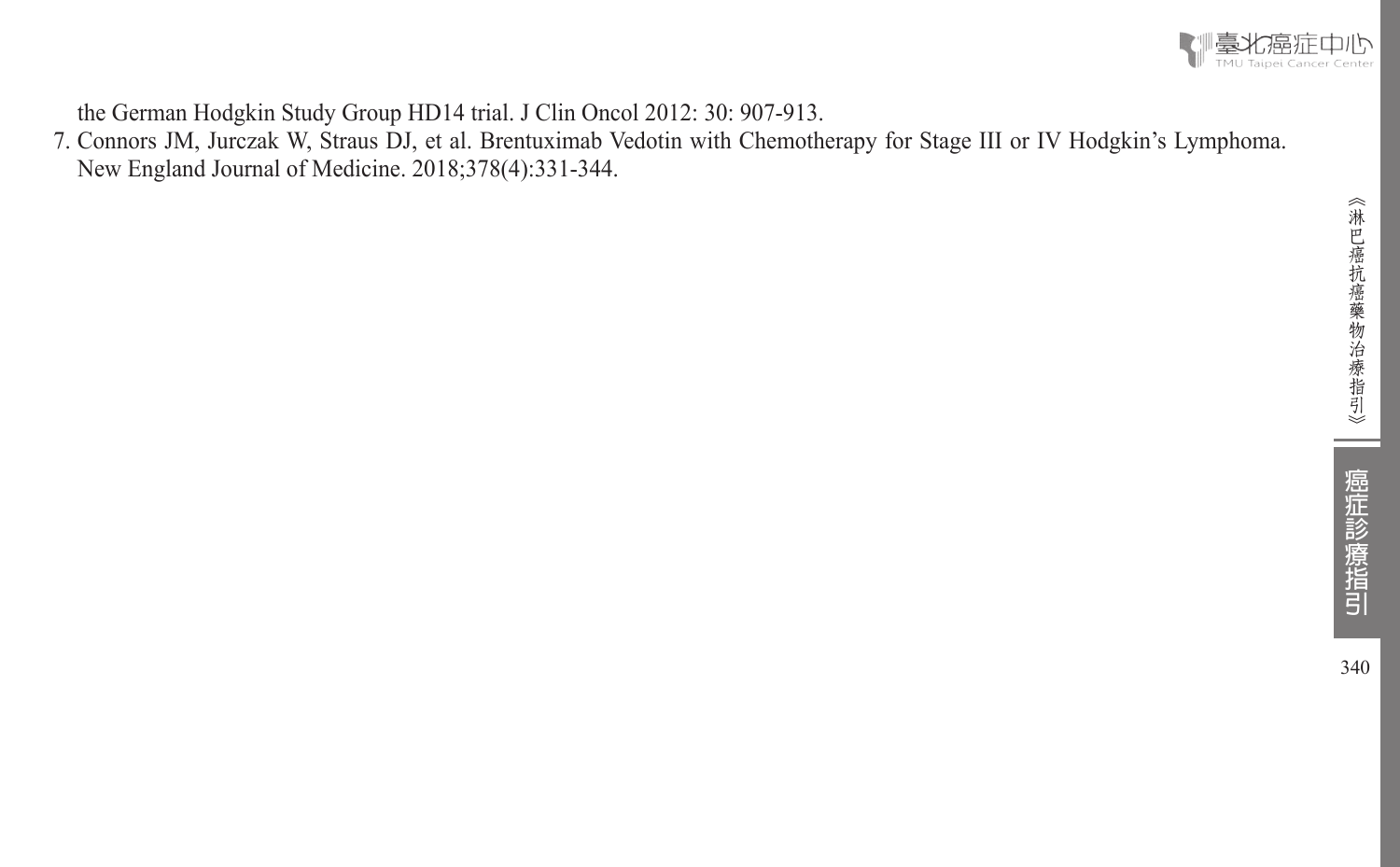the German Hodgkin Study Group HD14 trial. J Clin Oncol 2012: 30: 907-913.

7. Connors JM, Jurczak W, Straus DJ, et al. Brentuximab Vedotin with Chemotherapy for Stage III or IV Hodgkin's Lymphoma. New England Journal of Medicine. 2018;378(4):331-344.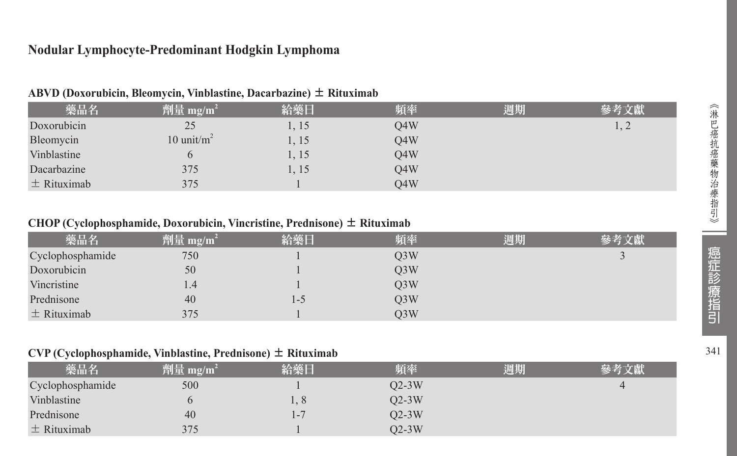## Nodular Lymphocyte-Predominant Hodgkin Lymphoma

### ABVD (Doxorubicin, Bleomycin, Vinblastine, Dacarbazine) ± Rituximab

| 藥品名 | 劑量 mg/m² | 給藥日 | 頻率 | 週期 | 參考文獻 |
|---|---|---|---|---|---|
| Doxorubicin | 25 | 1, 15 | Q4W | | 1, 2 |
| Bleomycin | 10 unit/m² | 1, 15 | Q4W | | |
| Vinblastine | 6 | 1, 15 | Q4W | | |
| Dacarbazine | 375 | 1, 15 | Q4W | | |
| ± Rituximab | 375 | 1 | Q4W | | |

### CHOP (Cyclophosphamide, Doxorubicin, Vincristine, Prednisone) ± Rituximab

| 藥品名 | 劑量 mg/m² | 給藥日 | 頻率 | 週期 | 參考文獻 |
|---|---|---|---|---|---|
| Cyclophosphamide | 750 | 1 | Q3W | | 3 |
| Doxorubicin | 50 | 1 | Q3W | | |
| Vincristine | 1.4 | 1 | Q3W | | |
| Prednisone | 40 | 1-5 | Q3W | | |
| ± Rituximab | 375 | 1 | Q3W | | |

### CVP (Cyclophosphamide, Vinblastine, Prednisone) ± Rituximab

| 藥品名 | 劑量 mg/m² | 給藥日 | 頻率 | 週期 | 參考文獻 |
|---|---|---|---|---|---|
| Cyclophosphamide | 500 | 1 | Q2-3W | | 4 |
| Vinblastine | 6 | 1, 8 | Q2-3W | | |
| Prednisone | 40 | 1-7 | Q2-3W | | |
| ± Rituximab | 375 | 1 | Q2-3W | | |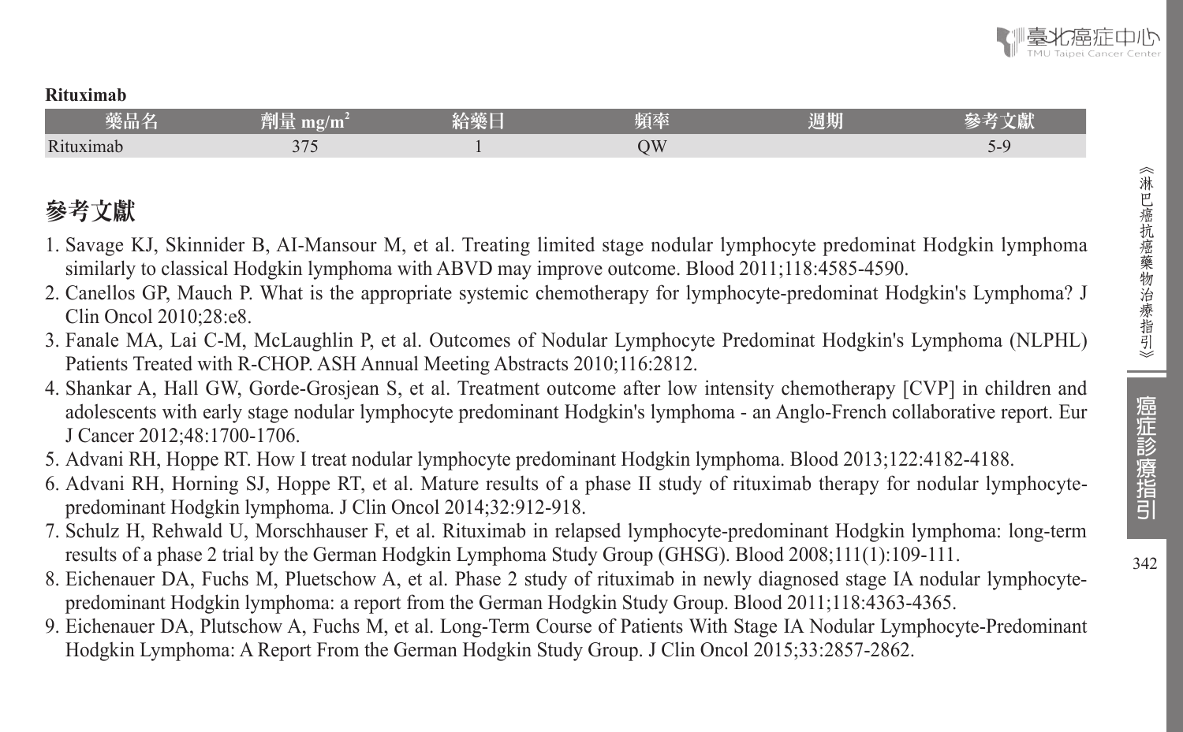**Rituximab**

| 藥品名 | 劑量 mg/m$^2$ | 給藥日 | 頻率 | 週期 | 參考文獻 |
| --- | --- | --- | --- | --- | --- |
| Rituximab | 375 | 1 | QW | | 5-9 |

## 參考文獻

1. Savage KJ, Skinnider B, AI-Mansour M, et al. Treating limited stage nodular lymphocyte predominat Hodgkin lymphoma similarly to classical Hodgkin lymphoma with ABVD may improve outcome. Blood 2011;118:4585-4590.
2. Canellos GP, Mauch P. What is the appropriate systemic chemotherapy for lymphocyte-predominat Hodgkin's Lymphoma? J Clin Oncol 2010;28:e8.
3. Fanale MA, Lai C-M, McLaughlin P, et al. Outcomes of Nodular Lymphocyte Predominat Hodgkin's Lymphoma (NLPHL) Patients Treated with R-CHOP. ASH Annual Meeting Abstracts 2010;116:2812.
4. Shankar A, Hall GW, Gorde-Grosjean S, et al. Treatment outcome after low intensity chemotherapy [CVP] in children and adolescents with early stage nodular lymphocyte predominant Hodgkin's lymphoma - an Anglo-French collaborative report. Eur J Cancer 2012;48:1700-1706.
5. Advani RH, Hoppe RT. How I treat nodular lymphocyte predominant Hodgkin lymphoma. Blood 2013;122:4182-4188.
6. Advani RH, Horning SJ, Hoppe RT, et al. Mature results of a phase II study of rituximab therapy for nodular lymphocyte-predominant Hodgkin lymphoma. J Clin Oncol 2014;32:912-918.
7. Schulz H, Rehwald U, Morschhauser F, et al. Rituximab in relapsed lymphocyte-predominant Hodgkin lymphoma: long-term results of a phase 2 trial by the German Hodgkin Lymphoma Study Group (GHSG). Blood 2008;111(1):109-111.
8. Eichenauer DA, Fuchs M, Pluetschow A, et al. Phase 2 study of rituximab in newly diagnosed stage IA nodular lymphocyte-predominant Hodgkin lymphoma: a report from the German Hodgkin Study Group. Blood 2011;118:4363-4365.
9. Eichenauer DA, Plutschow A, Fuchs M, et al. Long-Term Course of Patients With Stage IA Nodular Lymphocyte-Predominant Hodgkin Lymphoma: A Report From the German Hodgkin Study Group. J Clin Oncol 2015;33:2857-2862.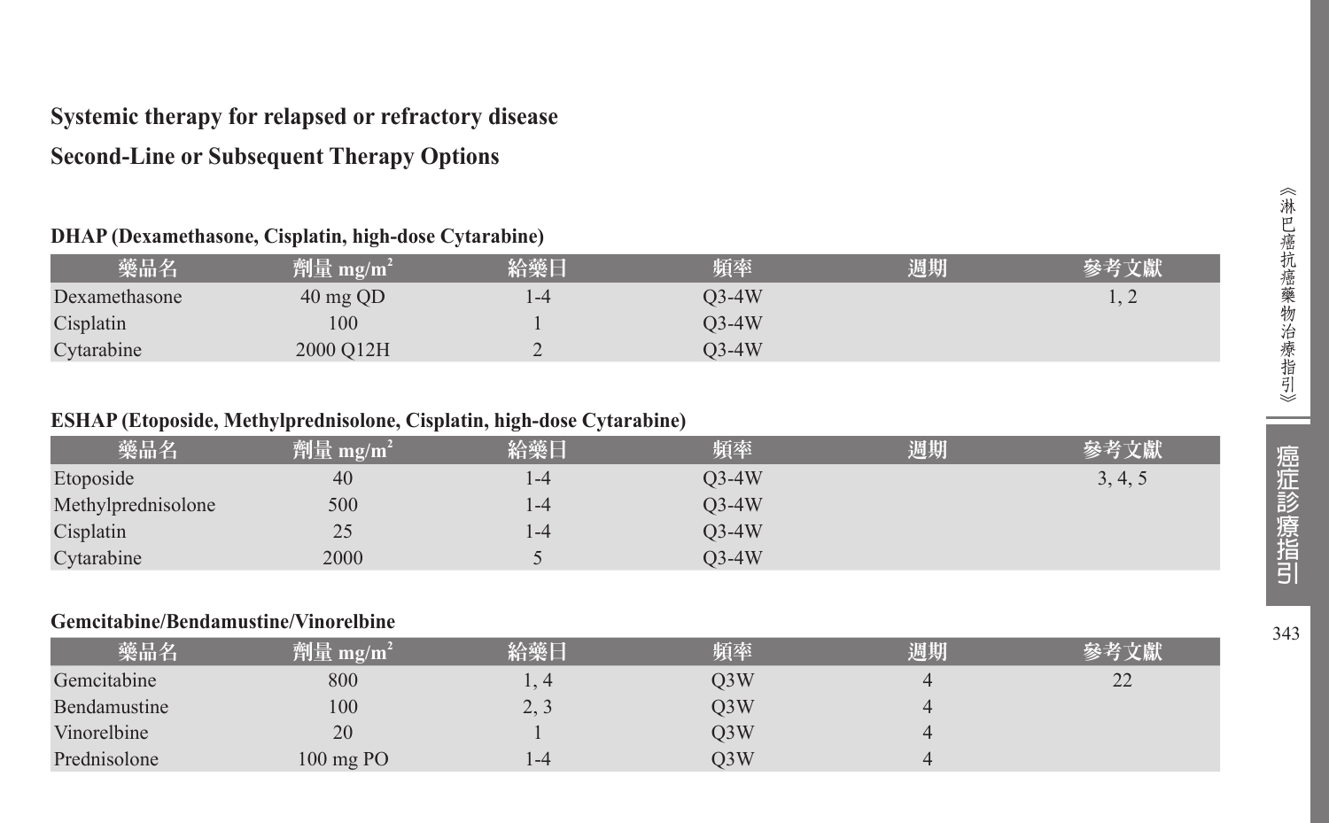## Systemic therapy for relapsed or refractory disease

## Second-Line or Subsequent Therapy Options

### DHAP (Dexamethasone, Cisplatin, high-dose Cytarabine)

| 藥品名 | 劑量 mg/m$^2$ | 給藥日 | 頻率 | 週期 | 參考文獻 |
|---|---|---|---|---|---|
| Dexamethasone | 40 mg QD | 1-4 | Q3-4W | | 1, 2 |
| Cisplatin | 100 | 1 | Q3-4W | | |
| Cytarabine | 2000 Q12H | 2 | Q3-4W | | |

### ESHAP (Etoposide, Methylprednisolone, Cisplatin, high-dose Cytarabine)

| 藥品名 | 劑量 mg/m$^2$ | 給藥日 | 頻率 | 週期 | 參考文獻 |
|---|---|---|---|---|---|
| Etoposide | 40 | 1-4 | Q3-4W | | 3, 4, 5 |
| Methylprednisolone | 500 | 1-4 | Q3-4W | | |
| Cisplatin | 25 | 1-4 | Q3-4W | | |
| Cytarabine | 2000 | 5 | Q3-4W | | |

### Gemcitabine/Bendamustine/Vinorelbine

| 藥品名 | 劑量 mg/m$^2$ | 給藥日 | 頻率 | 週期 | 參考文獻 |
|---|---|---|---|---|---|
| Gemcitabine | 800 | 1, 4 | Q3W | 4 | 22 |
| Bendamustine | 100 | 2, 3 | Q3W | 4 | |
| Vinorelbine | 20 | 1 | Q3W | 4 | |
| Prednisolone | 100 mg PO | 1-4 | Q3W | 4 | |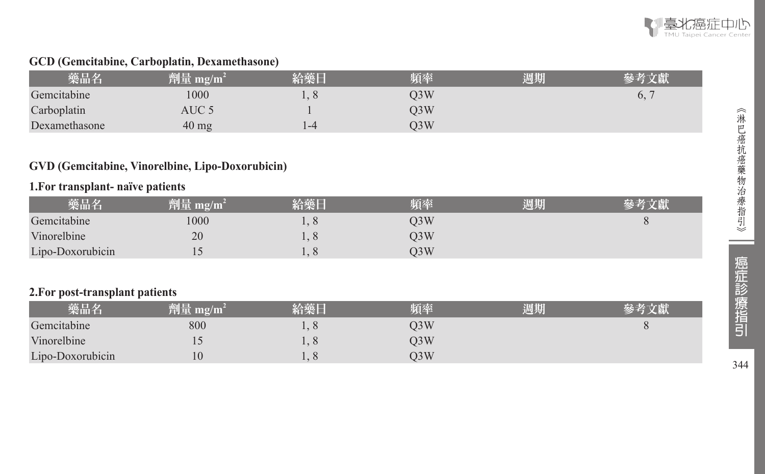**GCD (Gemcitabine, Carboplatin, Dexamethasone)**

| 藥品名 | 劑量 $mg/m^2$ | 給藥日 | 頻率 | 週期 | 參考文獻 |
|---|---|---|---|---|---|
| Gemcitabine | 1000 | 1, 8 | Q3W | | 6, 7 |
| Carboplatin | AUC 5 | 1 | Q3W | | |
| Dexamethasone | 40 mg | 1-4 | Q3W | | |

**GVD (Gemcitabine, Vinorelbine, Lipo-Doxorubicin)**

**1.For transplant- naïve patients**

| 藥品名 | 劑量 $mg/m^2$ | 給藥日 | 頻率 | 週期 | 參考文獻 |
|---|---|---|---|---|---|
| Gemcitabine | 1000 | 1, 8 | Q3W | | 8 |
| Vinorelbine | 20 | 1, 8 | Q3W | | |
| Lipo-Doxorubicin | 15 | 1, 8 | Q3W | | |

**2.For post-transplant patients**

| 藥品名 | 劑量 $mg/m^2$ | 給藥日 | 頻率 | 週期 | 參考文獻 |
|---|---|---|---|---|---|
| Gemcitabine | 800 | 1, 8 | Q3W | | 8 |
| Vinorelbine | 15 | 1, 8 | Q3W | | |
| Lipo-Doxorubicin | 10 | 1, 8 | Q3W | | |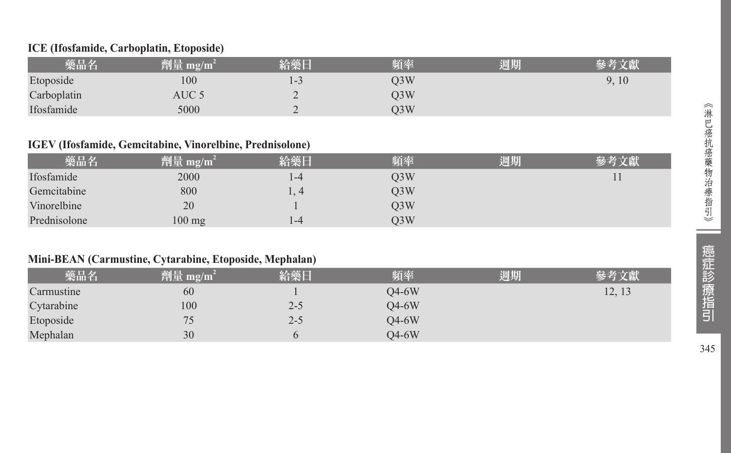**ICE (Ifosfamide, Carboplatin, Etoposide)**

| 藥品名 | 劑量 $mg/m^2$ | 給藥日 | 頻率 | 週期 | 參考文獻 |
|---|---|---|---|---|---|
| Etoposide | 100 | 1-3 | Q3W | | 9, 10 |
| Carboplatin | AUC 5 | 2 | Q3W | | |
| Ifosfamide | 5000 | 2 | Q3W | | |

**IGEV (Ifosfamide, Gemcitabine, Vinorelbine, Prednisolone)**

| 藥品名 | 劑量 $mg/m^2$ | 給藥日 | 頻率 | 週期 | 參考文獻 |
|---|---|---|---|---|---|
| Ifosfamide | 2000 | 1-4 | Q3W | | 11 |
| Gemcitabine | 800 | 1, 4 | Q3W | | |
| Vinorelbine | 20 | 1 | Q3W | | |
| Prednisolone | 100 mg | 1-4 | Q3W | | |

**Mini-BEAN (Carmustine, Cytarabine, Etoposide, Mephalan)**

| 藥品名 | 劑量 $mg/m^2$ | 給藥日 | 頻率 | 週期 | 參考文獻 |
|---|---|---|---|---|---|
| Carmustine | 60 | 1 | Q4-6W | | 12, 13 |
| Cytarabine | 100 | 2-5 | Q4-6W | | |
| Etoposide | 75 | 2-5 | Q4-6W | | |
| Mephalan | 30 | 6 | Q4-6W | | |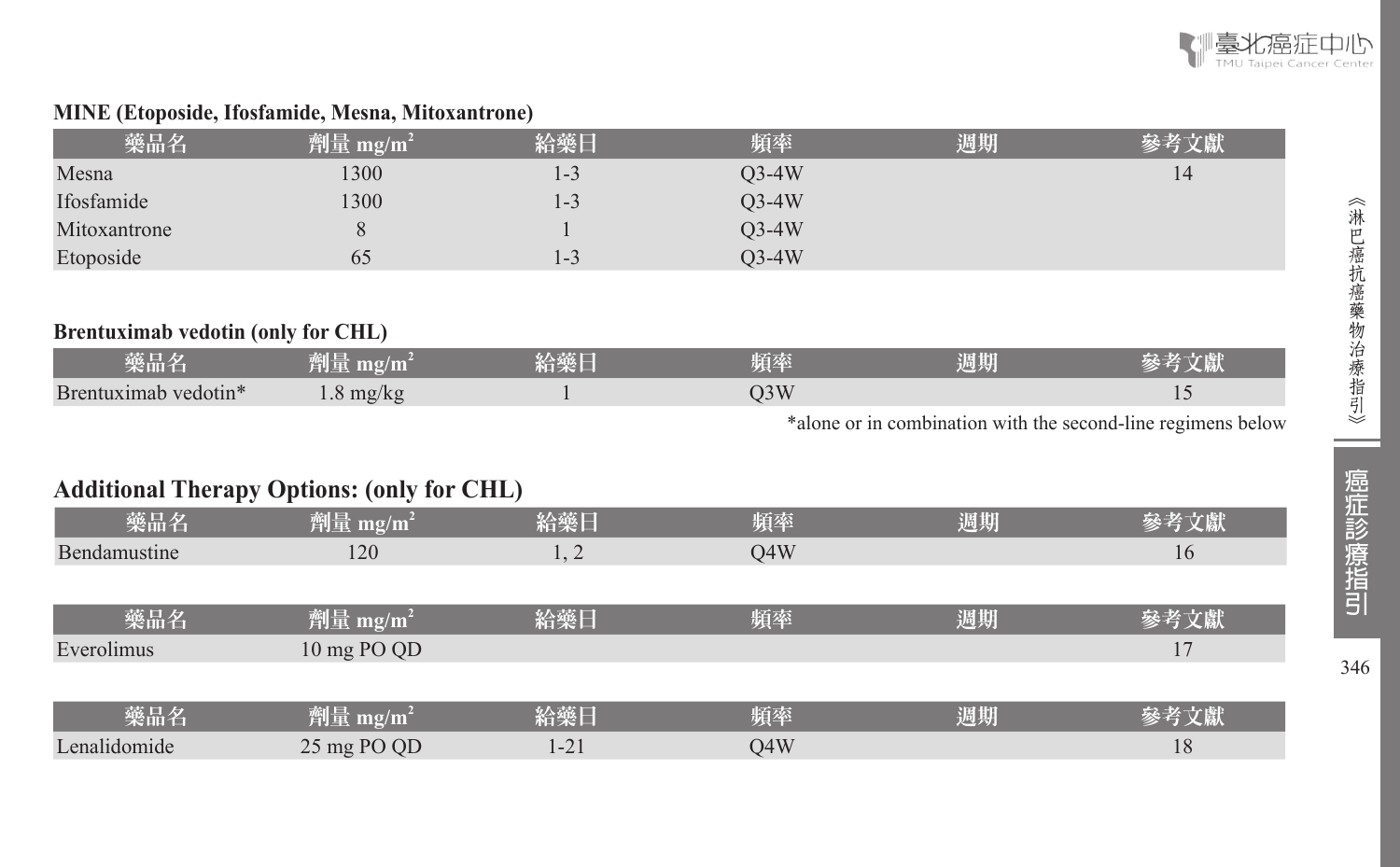**MINE (Etoposide, Ifosfamide, Mesna, Mitoxantrone)**

| 藥品名 | 劑量 mg/m$^2$ | 給藥日 | 頻率 | 週期 | 參考文獻 |
|---|---|---|---|---|---|
| Mesna | 1300 | 1-3 | Q3-4W | | 14 |
| Ifosfamide | 1300 | 1-3 | Q3-4W | | |
| Mitoxantrone | 8 | 1 | Q3-4W | | |
| Etoposide | 65 | 1-3 | Q3-4W | | |

**Brentuximab vedotin (only for CHL)**

| 藥品名 | 劑量 mg/m$^2$ | 給藥日 | 頻率 | 週期 | 參考文獻 |
|---|---|---|---|---|---|
| Brentuximab vedotin* | 1.8 mg/kg | 1 | Q3W | | 15 |

*alone or in combination with the second-line regimens below

## Additional Therapy Options: (only for CHL)

| 藥品名 | 劑量 mg/m$^2$ | 給藥日 | 頻率 | 週期 | 參考文獻 |
|---|---|---|---|---|---|
| Bendamustine | 120 | 1, 2 | Q4W | | 16 |

| 藥品名 | 劑量 mg/m$^2$ | 給藥日 | 頻率 | 週期 | 參考文獻 |
|---|---|---|---|---|---|
| Everolimus | 10 mg PO QD | | | | 17 |

| 藥品名 | 劑量 mg/m$^2$ | 給藥日 | 頻率 | 週期 | 參考文獻 |
|---|---|---|---|---|---|
| Lenalidomide | 25 mg PO QD | 1-21 | Q4W | | 18 |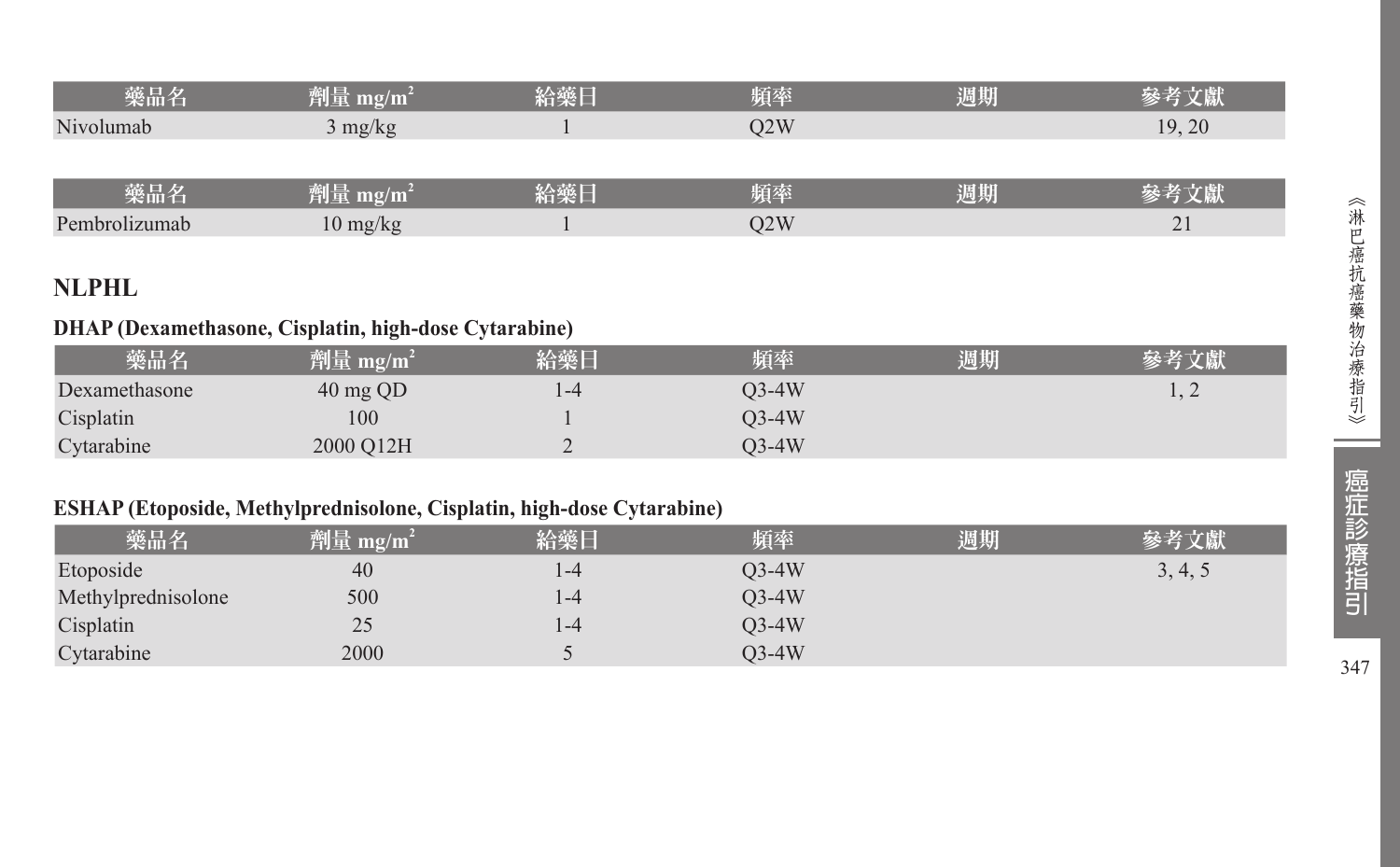| 藥品名 | 劑量 mg/m$^2$ | 給藥日 | 頻率 | 週期 | 參考文獻 |
|---|---|---|---|---|---|
| Nivolumab | 3 mg/kg | 1 | Q2W | | 19, 20 |

| 藥品名 | 劑量 mg/m$^2$ | 給藥日 | 頻率 | 週期 | 參考文獻 |
|---|---|---|---|---|---|
| Pembrolizumab | 10 mg/kg | 1 | Q2W | | 21 |

## NLPHL

### DHAP (Dexamethasone, Cisplatin, high-dose Cytarabine)

| 藥品名 | 劑量 mg/m$^2$ | 給藥日 | 頻率 | 週期 | 參考文獻 |
|---|---|---|---|---|---|
| Dexamethasone | 40 mg QD | 1-4 | Q3-4W | | 1, 2 |
| Cisplatin | 100 | 1 | Q3-4W | | |
| Cytarabine | 2000 Q12H | 2 | Q3-4W | | |

### ESHAP (Etoposide, Methylprednisolone, Cisplatin, high-dose Cytarabine)

| 藥品名 | 劑量 mg/m$^2$ | 給藥日 | 頻率 | 週期 | 參考文獻 |
|---|---|---|---|---|---|
| Etoposide | 40 | 1-4 | Q3-4W | | 3, 4, 5 |
| Methylprednisolone | 500 | 1-4 | Q3-4W | | |
| Cisplatin | 25 | 1-4 | Q3-4W | | |
| Cytarabine | 2000 | 5 | Q3-4W | | |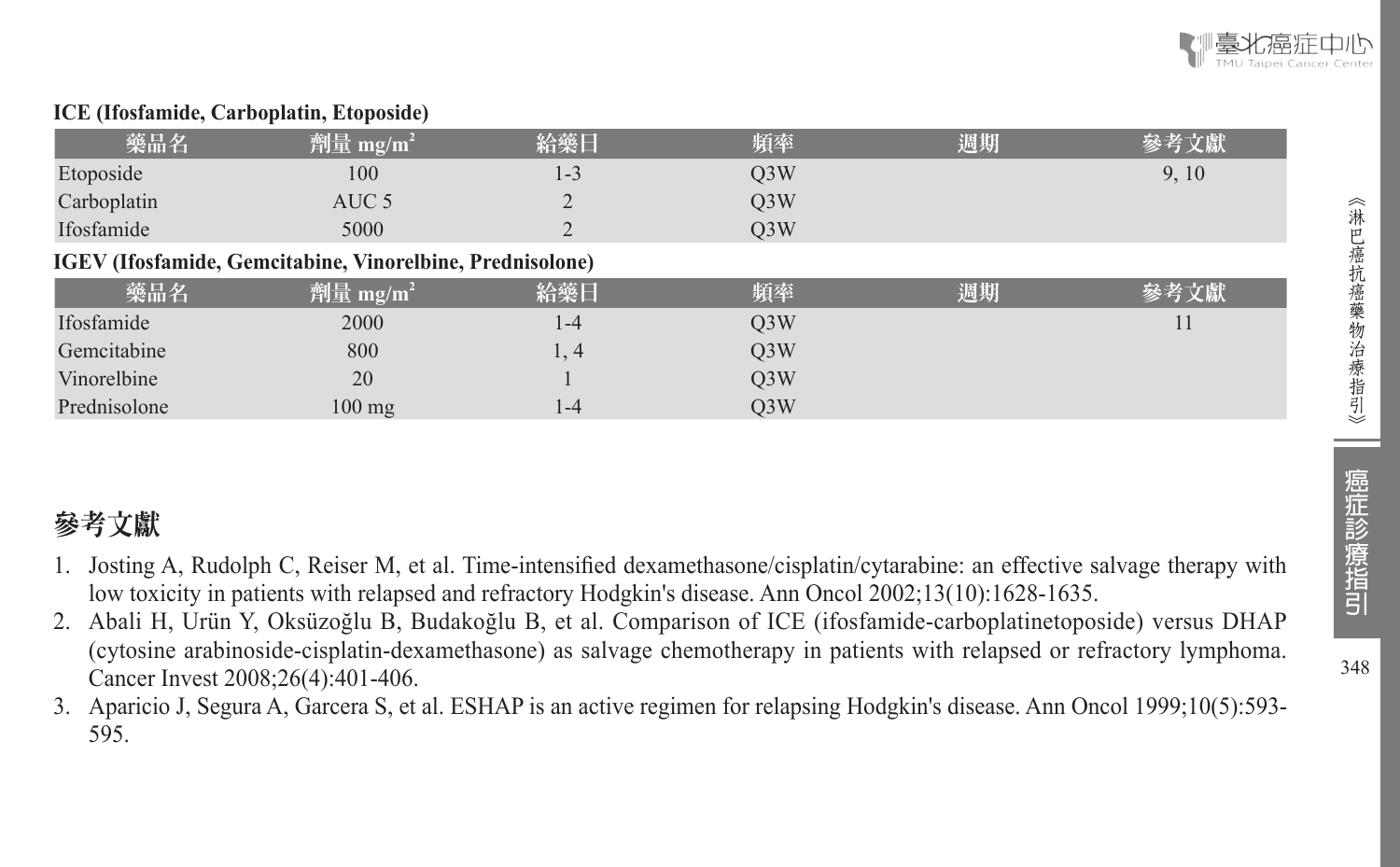**ICE (Ifosfamide, Carboplatin, Etoposide)**

| 藥品名 | 劑量 mg/m$^2$ | 給藥日 | 頻率 | 週期 | 參考文獻 |
|---|---|---|---|---|---|
| Etoposide | 100 | 1-3 | Q3W | | 9, 10 |
| Carboplatin | AUC 5 | 2 | Q3W | | |
| Ifosfamide | 5000 | 2 | Q3W | | |

**IGEV (Ifosfamide, Gemcitabine, Vinorelbine, Prednisolone)**

| 藥品名 | 劑量 mg/m$^2$ | 給藥日 | 頻率 | 週期 | 參考文獻 |
|---|---|---|---|---|---|
| Ifosfamide | 2000 | 1-4 | Q3W | | 11 |
| Gemcitabine | 800 | 1, 4 | Q3W | | |
| Vinorelbine | 20 | 1 | Q3W | | |
| Prednisolone | 100 mg | 1-4 | Q3W | | |

## 參考文獻

1. Josting A, Rudolph C, Reiser M, et al. Time-intensified dexamethasone/cisplatin/cytarabine: an effective salvage therapy with low toxicity in patients with relapsed and refractory Hodgkin's disease. Ann Oncol 2002;13(10):1628-1635.
2. Abali H, Urün Y, Oksüzoğlu B, Budakoğlu B, et al. Comparison of ICE (ifosfamide-carboplatinetoposide) versus DHAP (cytosine arabinoside-cisplatin-dexamethasone) as salvage chemotherapy in patients with relapsed or refractory lymphoma. Cancer Invest 2008;26(4):401-406.
3. Aparicio J, Segura A, Garcera S, et al. ESHAP is an active regimen for relapsing Hodgkin's disease. Ann Oncol 1999;10(5):593-595.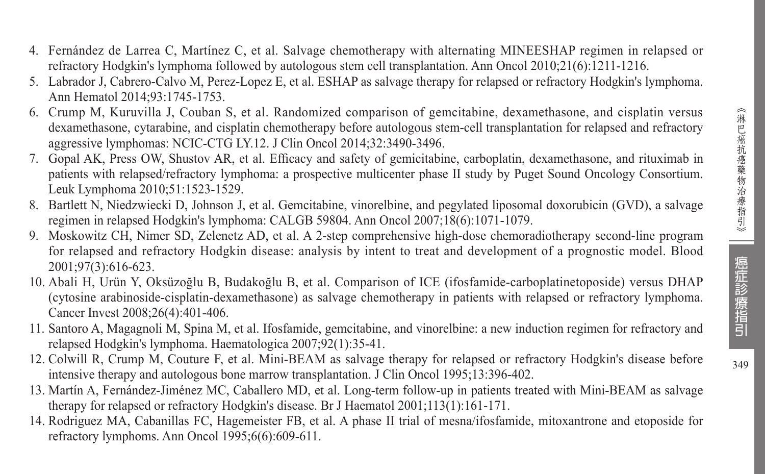4. Fernández de Larrea C, Martínez C, et al. Salvage chemotherapy with alternating MINEESHAP regimen in relapsed or refractory Hodgkin's lymphoma followed by autologous stem cell transplantation. Ann Oncol 2010;21(6):1211-1216.
5. Labrador J, Cabrero-Calvo M, Perez-Lopez E, et al. ESHAP as salvage therapy for relapsed or refractory Hodgkin's lymphoma. Ann Hematol 2014;93:1745-1753.
6. Crump M, Kuruvilla J, Couban S, et al. Randomized comparison of gemcitabine, dexamethasone, and cisplatin versus dexamethasone, cytarabine, and cisplatin chemotherapy before autologous stem-cell transplantation for relapsed and refractory aggressive lymphomas: NCIC-CTG LY.12. J Clin Oncol 2014;32:3490-3496.
7. Gopal AK, Press OW, Shustov AR, et al. Efficacy and safety of gemicitabine, carboplatin, dexamethasone, and rituximab in patients with relapsed/refractory lymphoma: a prospective multicenter phase II study by Puget Sound Oncology Consortium. Leuk Lymphoma 2010;51:1523-1529.
8. Bartlett N, Niedzwiecki D, Johnson J, et al. Gemcitabine, vinorelbine, and pegylated liposomal doxorubicin (GVD), a salvage regimen in relapsed Hodgkin's lymphoma: CALGB 59804. Ann Oncol 2007;18(6):1071-1079.
9. Moskowitz CH, Nimer SD, Zelenetz AD, et al. A 2-step comprehensive high-dose chemoradiotherapy second-line program for relapsed and refractory Hodgkin disease: analysis by intent to treat and development of a prognostic model. Blood 2001;97(3):616-623.
10. Abali H, Urün Y, Oksüzoğlu B, Budakoğlu B, et al. Comparison of ICE (ifosfamide-carboplatinetoposide) versus DHAP (cytosine arabinoside-cisplatin-dexamethasone) as salvage chemotherapy in patients with relapsed or refractory lymphoma. Cancer Invest 2008;26(4):401-406.
11. Santoro A, Magagnoli M, Spina M, et al. Ifosfamide, gemcitabine, and vinorelbine: a new induction regimen for refractory and relapsed Hodgkin's lymphoma. Haematologica 2007;92(1):35-41.
12. Colwill R, Crump M, Couture F, et al. Mini-BEAM as salvage therapy for relapsed or refractory Hodgkin's disease before intensive therapy and autologous bone marrow transplantation. J Clin Oncol 1995;13:396-402.
13. Martín A, Fernández-Jiménez MC, Caballero MD, et al. Long-term follow-up in patients treated with Mini-BEAM as salvage therapy for relapsed or refractory Hodgkin's disease. Br J Haematol 2001;113(1):161-171.
14. Rodriguez MA, Cabanillas FC, Hagemeister FB, et al. A phase II trial of mesna/ifosfamide, mitoxantrone and etoposide for refractory lymphoms. Ann Oncol 1995;6(6):609-611.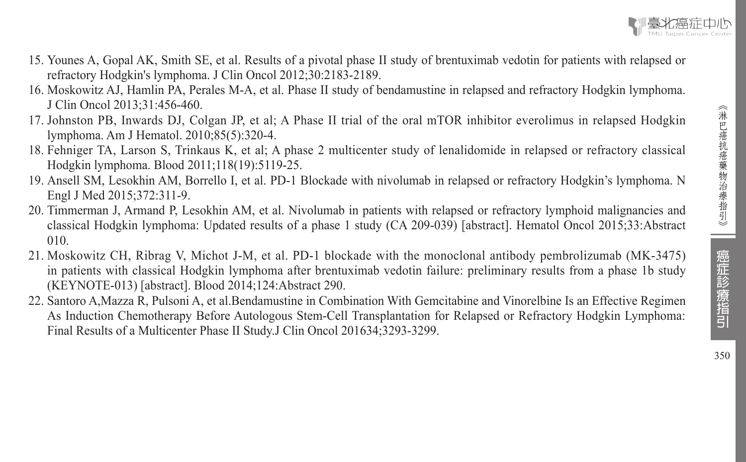15. Younes A, Gopal AK, Smith SE, et al. Results of a pivotal phase II study of brentuximab vedotin for patients with relapsed or refractory Hodgkin's lymphoma. J Clin Oncol 2012;30:2183-2189.
16. Moskowitz AJ, Hamlin PA, Perales M-A, et al. Phase II study of bendamustine in relapsed and refractory Hodgkin lymphoma. J Clin Oncol 2013;31:456-460.
17. Johnston PB, Inwards DJ, Colgan JP, et al; A Phase II trial of the oral mTOR inhibitor everolimus in relapsed Hodgkin lymphoma. Am J Hematol. 2010;85(5):320-4.
18. Fehniger TA, Larson S, Trinkaus K, et al; A phase 2 multicenter study of lenalidomide in relapsed or refractory classical Hodgkin lymphoma. Blood 2011;118(19):5119-25.
19. Ansell SM, Lesokhin AM, Borrello I, et al. PD-1 Blockade with nivolumab in relapsed or refractory Hodgkin’s lymphoma. N Engl J Med 2015;372:311-9.
20. Timmerman J, Armand P, Lesokhin AM, et al. Nivolumab in patients with relapsed or refractory lymphoid malignancies and classical Hodgkin lymphoma: Updated results of a phase 1 study (CA 209-039) [abstract]. Hematol Oncol 2015;33:Abstract 010.
21. Moskowitz CH, Ribrag V, Michot J-M, et al. PD-1 blockade with the monoclonal antibody pembrolizumab (MK-3475) in patients with classical Hodgkin lymphoma after brentuximab vedotin failure: preliminary results from a phase 1b study (KEYNOTE-013) [abstract]. Blood 2014;124:Abstract 290.
22. Santoro A,Mazza R, Pulsoni A, et al.Bendamustine in Combination With Gemcitabine and Vinorelbine Is an Effective Regimen As Induction Chemotherapy Before Autologous Stem-Cell Transplantation for Relapsed or Refractory Hodgkin Lymphoma: Final Results of a Multicenter Phase II Study.J Clin Oncol 201634;3293-3299.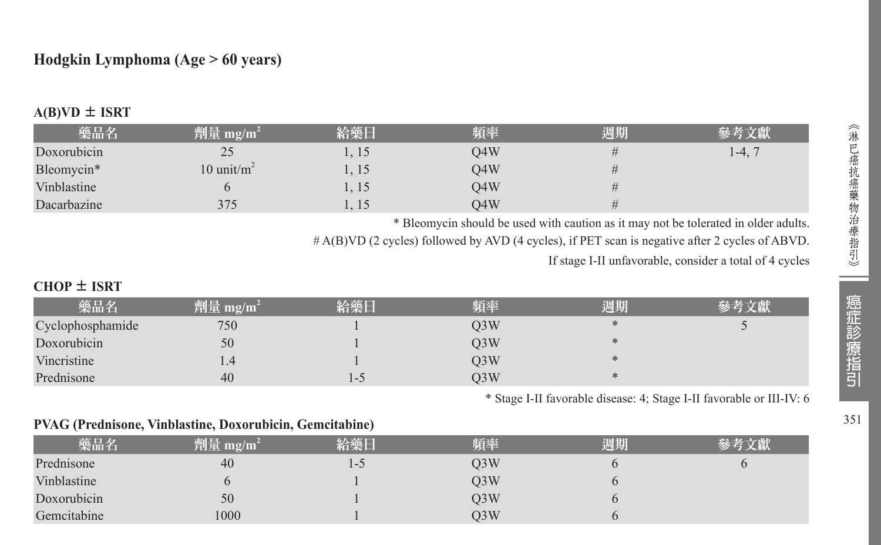## Hodgkin Lymphoma (Age > 60 years)

### A(B)VD ± ISRT

| 藥品名 | 劑量 mg/m$^2$ | 給藥日 | 頻率 | 週期 | 參考文獻 |
|---|---|---|---|---|---|
| Doxorubicin | 25 | 1, 15 | Q4W | # | 1-4, 7 |
| Bleomycin* | 10 unit/m$^2$ | 1, 15 | Q4W | # | |
| Vinblastine | 6 | 1, 15 | Q4W | # | |
| Dacarbazine | 375 | 1, 15 | Q4W | # | |

* Bleomycin should be used with caution as it may not be tolerated in older adults.

# A(B)VD (2 cycles) followed by AVD (4 cycles), if PET scan is negative after 2 cycles of ABVD.

If stage I-II unfavorable, consider a total of 4 cycles

### CHOP ± ISRT

| 藥品名 | 劑量 mg/m$^2$ | 給藥日 | 頻率 | 週期 | 參考文獻 |
|---|---|---|---|---|---|
| Cyclophosphamide | 750 | 1 | Q3W | * | 5 |
| Doxorubicin | 50 | 1 | Q3W | * | |
| Vincristine | 1.4 | 1 | Q3W | * | |
| Prednisone | 40 | 1-5 | Q3W | * | |

* Stage I-II favorable disease: 4; Stage I-II favorable or III-IV: 6

### PVAG (Prednisone, Vinblastine, Doxorubicin, Gemcitabine)

| 藥品名 | 劑量 mg/m$^2$ | 給藥日 | 頻率 | 週期 | 參考文獻 |
|---|---|---|---|---|---|
| Prednisone | 40 | 1-5 | Q3W | 6 | 6 |
| Vinblastine | 6 | 1 | Q3W | 6 | |
| Doxorubicin | 50 | 1 | Q3W | 6 | |
| Gemcitabine | 1000 | 1 | Q3W | 6 | |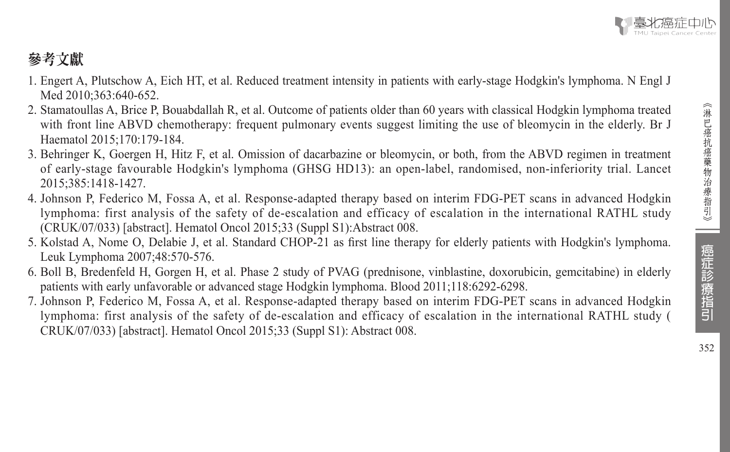## 參考文獻

1. Engert A, Plutschow A, Eich HT, et al. Reduced treatment intensity in patients with early-stage Hodgkin's lymphoma. N Engl J Med 2010;363:640-652.
2. Stamatoullas A, Brice P, Bouabdallah R, et al. Outcome of patients older than 60 years with classical Hodgkin lymphoma treated with front line ABVD chemotherapy: frequent pulmonary events suggest limiting the use of bleomycin in the elderly. Br J Haematol 2015;170:179-184.
3. Behringer K, Goergen H, Hitz F, et al. Omission of dacarbazine or bleomycin, or both, from the ABVD regimen in treatment of early-stage favourable Hodgkin's lymphoma (GHSG HD13): an open-label, randomised, non-inferiority trial. Lancet 2015;385:1418-1427.
4. Johnson P, Federico M, Fossa A, et al. Response-adapted therapy based on interim FDG-PET scans in advanced Hodgkin lymphoma: first analysis of the safety of de-escalation and efficacy of escalation in the international RATHL study (CRUK/07/033) [abstract]. Hematol Oncol 2015;33 (Suppl S1):Abstract 008.
5. Kolstad A, Nome O, Delabie J, et al. Standard CHOP-21 as first line therapy for elderly patients with Hodgkin's lymphoma. Leuk Lymphoma 2007;48:570-576.
6. Boll B, Bredenfeld H, Gorgen H, et al. Phase 2 study of PVAG (prednisone, vinblastine, doxorubicin, gemcitabine) in elderly patients with early unfavorable or advanced stage Hodgkin lymphoma. Blood 2011;118:6292-6298.
7. Johnson P, Federico M, Fossa A, et al. Response-adapted therapy based on interim FDG-PET scans in advanced Hodgkin lymphoma: first analysis of the safety of de-escalation and efficacy of escalation in the international RATHL study ( CRUK/07/033) [abstract]. Hematol Oncol 2015;33 (Suppl S1): Abstract 008.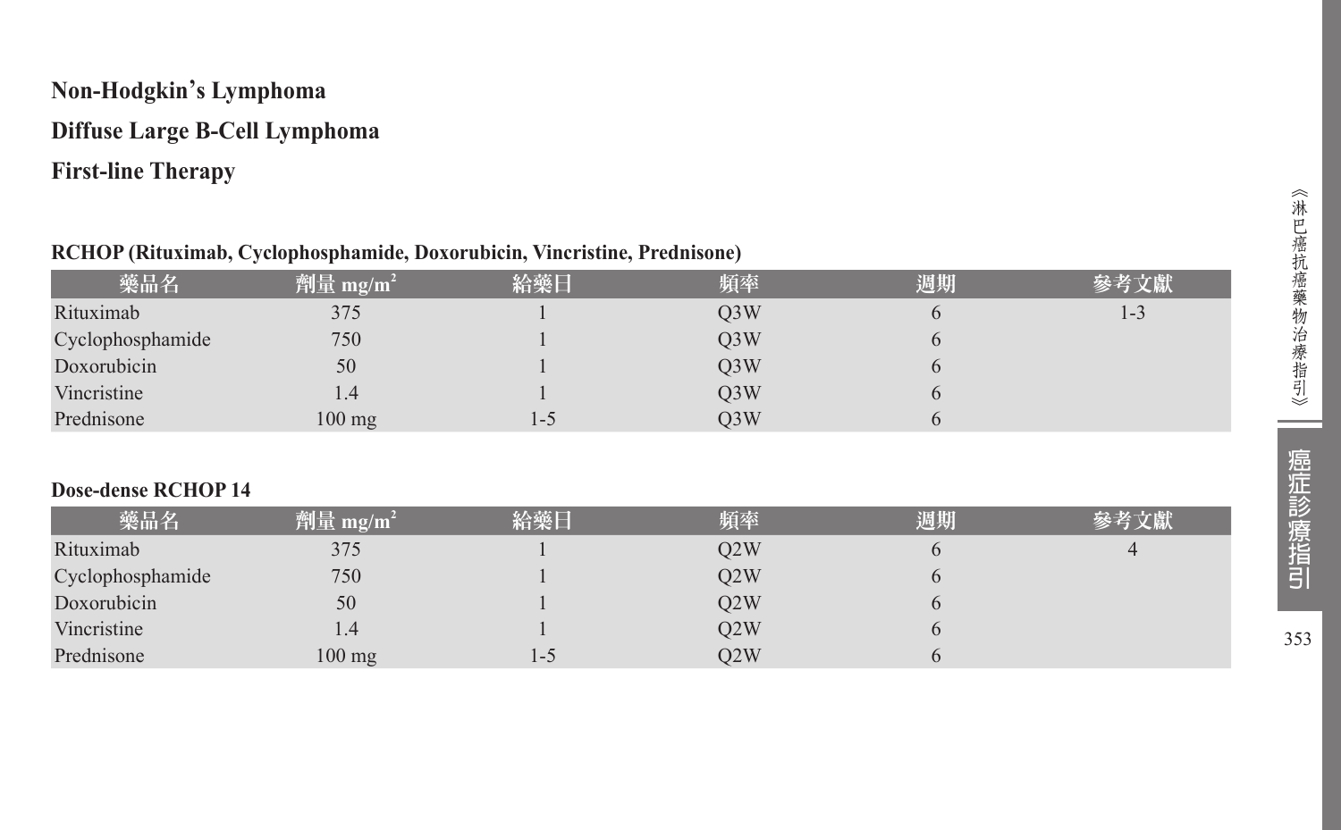## Non-Hodgkin's Lymphoma

## Diffuse Large B-Cell Lymphoma

## First-line Therapy

**RCHOP (Rituximab, Cyclophosphamide, Doxorubicin, Vincristine, Prednisone)**

| 藥品名 | 劑量 $mg/m^2$ | 給藥日 | 頻率 | 週期 | 參考文獻 |
|---|---|---|---|---|---|
| Rituximab | 375 | 1 | Q3W | 6 | 1-3 |
| Cyclophosphamide | 750 | 1 | Q3W | 6 | |
| Doxorubicin | 50 | 1 | Q3W | 6 | |
| Vincristine | 1.4 | 1 | Q3W | 6 | |
| Prednisone | 100 mg | 1-5 | Q3W | 6 | |

**Dose-dense RCHOP 14**

| 藥品名 | 劑量 $mg/m^2$ | 給藥日 | 頻率 | 週期 | 參考文獻 |
|---|---|---|---|---|---|
| Rituximab | 375 | 1 | Q2W | 6 | 4 |
| Cyclophosphamide | 750 | 1 | Q2W | 6 | |
| Doxorubicin | 50 | 1 | Q2W | 6 | |
| Vincristine | 1.4 | 1 | Q2W | 6 | |
| Prednisone | 100 mg | 1-5 | Q2W | 6 | |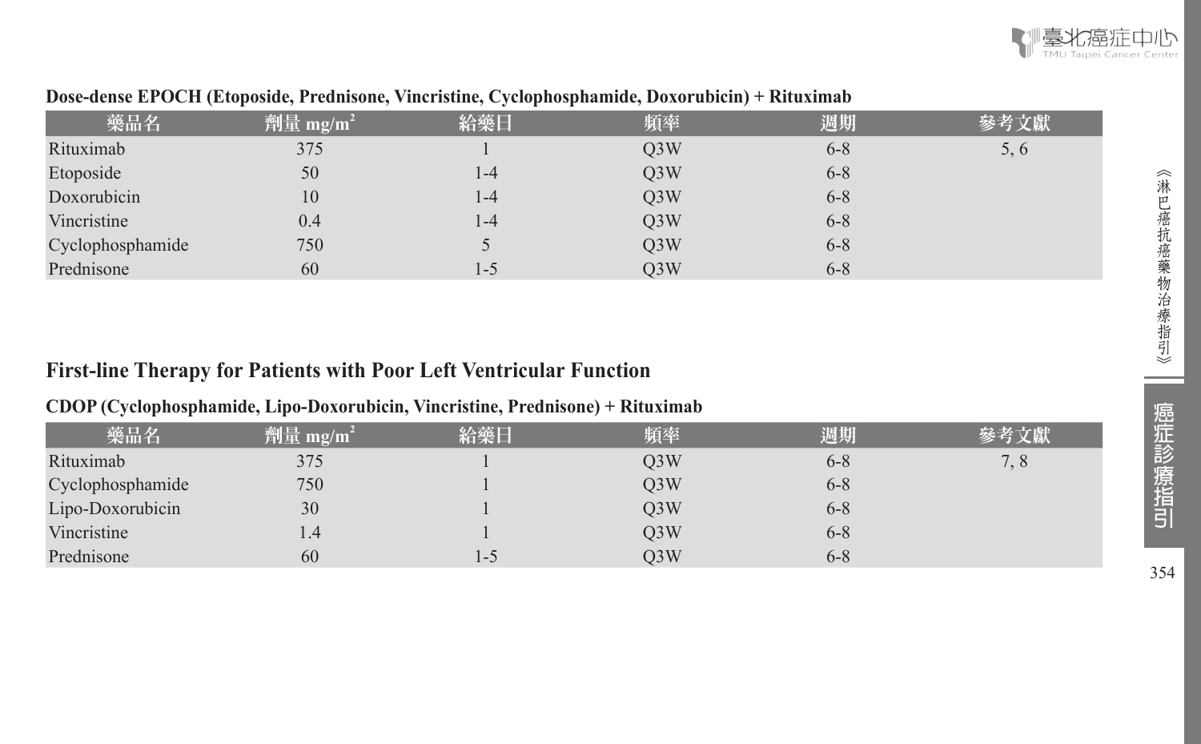**Dose-dense EPOCH (Etoposide, Prednisone, Vincristine, Cyclophosphamide, Doxorubicin) + Rituximab**

| 藥品名 | 劑量 mg/m$^2$ | 給藥日 | 頻率 | 週期 | 參考文獻 |
|---|---|---|---|---|---|
| Rituximab | 375 | 1 | Q3W | 6-8 | 5, 6 |
| Etoposide | 50 | 1-4 | Q3W | 6-8 | |
| Doxorubicin | 10 | 1-4 | Q3W | 6-8 | |
| Vincristine | 0.4 | 1-4 | Q3W | 6-8 | |
| Cyclophosphamide | 750 | 5 | Q3W | 6-8 | |
| Prednisone | 60 | 1-5 | Q3W | 6-8 | |

## First-line Therapy for Patients with Poor Left Ventricular Function

**CDOP (Cyclophosphamide, Lipo-Doxorubicin, Vincristine, Prednisone) + Rituximab**

| 藥品名 | 劑量 mg/m$^2$ | 給藥日 | 頻率 | 週期 | 參考文獻 |
|---|---|---|---|---|---|
| Rituximab | 375 | 1 | Q3W | 6-8 | 7, 8 |
| Cyclophosphamide | 750 | 1 | Q3W | 6-8 | |
| Lipo-Doxorubicin | 30 | 1 | Q3W | 6-8 | |
| Vincristine | 1.4 | 1 | Q3W | 6-8 | |
| Prednisone | 60 | 1-5 | Q3W | 6-8 | |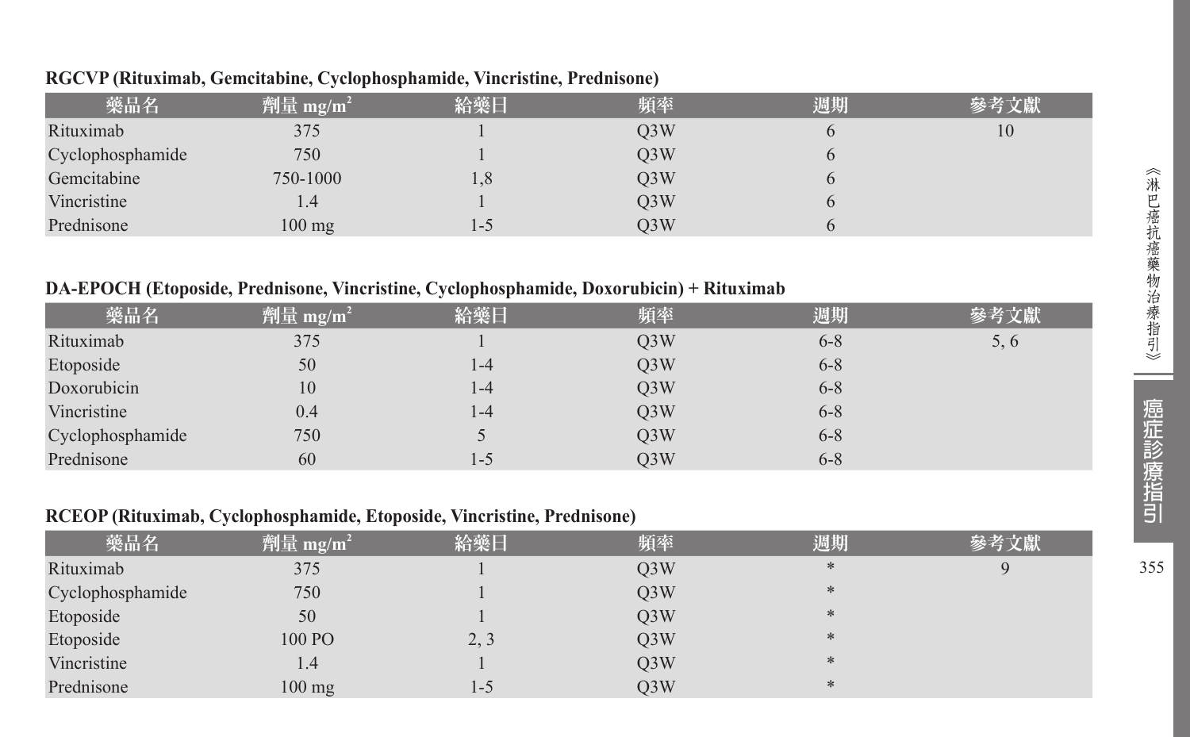**RGCVP (Rituximab, Gemcitabine, Cyclophosphamide, Vincristine, Prednisone)**

| 藥品名 | 劑量 mg/m$^2$ | 給藥日 | 頻率 | 週期 | 參考文獻 |
|---|---|---|---|---|---|
| Rituximab | 375 | 1 | Q3W | 6 | 10 |
| Cyclophosphamide | 750 | 1 | Q3W | 6 | |
| Gemcitabine | 750-1000 | 1,8 | Q3W | 6 | |
| Vincristine | 1.4 | 1 | Q3W | 6 | |
| Prednisone | 100 mg | 1-5 | Q3W | 6 | |

**DA-EPOCH (Etoposide, Prednisone, Vincristine, Cyclophosphamide, Doxorubicin) + Rituximab**

| 藥品名 | 劑量 mg/m$^2$ | 給藥日 | 頻率 | 週期 | 參考文獻 |
|---|---|---|---|---|---|
| Rituximab | 375 | 1 | Q3W | 6-8 | 5, 6 |
| Etoposide | 50 | 1-4 | Q3W | 6-8 | |
| Doxorubicin | 10 | 1-4 | Q3W | 6-8 | |
| Vincristine | 0.4 | 1-4 | Q3W | 6-8 | |
| Cyclophosphamide | 750 | 5 | Q3W | 6-8 | |
| Prednisone | 60 | 1-5 | Q3W | 6-8 | |

**RCEOP (Rituximab, Cyclophosphamide, Etoposide, Vincristine, Prednisone)**

| 藥品名 | 劑量 mg/m$^2$ | 給藥日 | 頻率 | 週期 | 參考文獻 |
|---|---|---|---|---|---|
| Rituximab | 375 | 1 | Q3W | * | 9 |
| Cyclophosphamide | 750 | 1 | Q3W | * | |
| Etoposide | 50 | 1 | Q3W | * | |
| Etoposide | 100 PO | 2, 3 | Q3W | * | |
| Vincristine | 1.4 | 1 | Q3W | * | |
| Prednisone | 100 mg | 1-5 | Q3W | * | |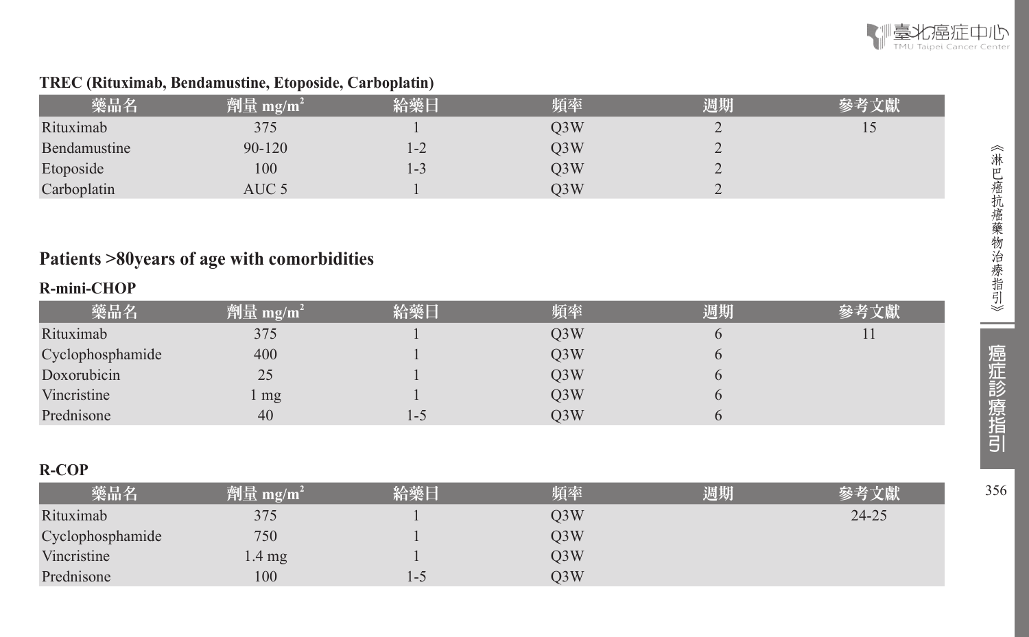**TREC (Rituximab, Bendamustine, Etoposide, Carboplatin)**

| 藥品名 | 劑量 mg/m² | 給藥日 | 頻率 | 週期 | 參考文獻 |
|---|---|---|---|---|---|
| Rituximab | 375 | 1 | Q3W | 2 | 15 |
| Bendamustine | 90-120 | 1-2 | Q3W | 2 | |
| Etoposide | 100 | 1-3 | Q3W | 2 | |
| Carboplatin | AUC 5 | 1 | Q3W | 2 | |

## Patients >80years of age with comorbidities

**R-mini-CHOP**

| 藥品名 | 劑量 mg/m² | 給藥日 | 頻率 | 週期 | 參考文獻 |
|---|---|---|---|---|---|
| Rituximab | 375 | 1 | Q3W | 6 | 11 |
| Cyclophosphamide | 400 | 1 | Q3W | 6 | |
| Doxorubicin | 25 | 1 | Q3W | 6 | |
| Vincristine | 1 mg | 1 | Q3W | 6 | |
| Prednisone | 40 | 1-5 | Q3W | 6 | |

**R-COP**

| 藥品名 | 劑量 mg/m² | 給藥日 | 頻率 | 週期 | 參考文獻 |
|---|---|---|---|---|---|
| Rituximab | 375 | 1 | Q3W | | 24-25 |
| Cyclophosphamide | 750 | 1 | Q3W | | |
| Vincristine | 1.4 mg | 1 | Q3W | | |
| Prednisone | 100 | 1-5 | Q3W | | |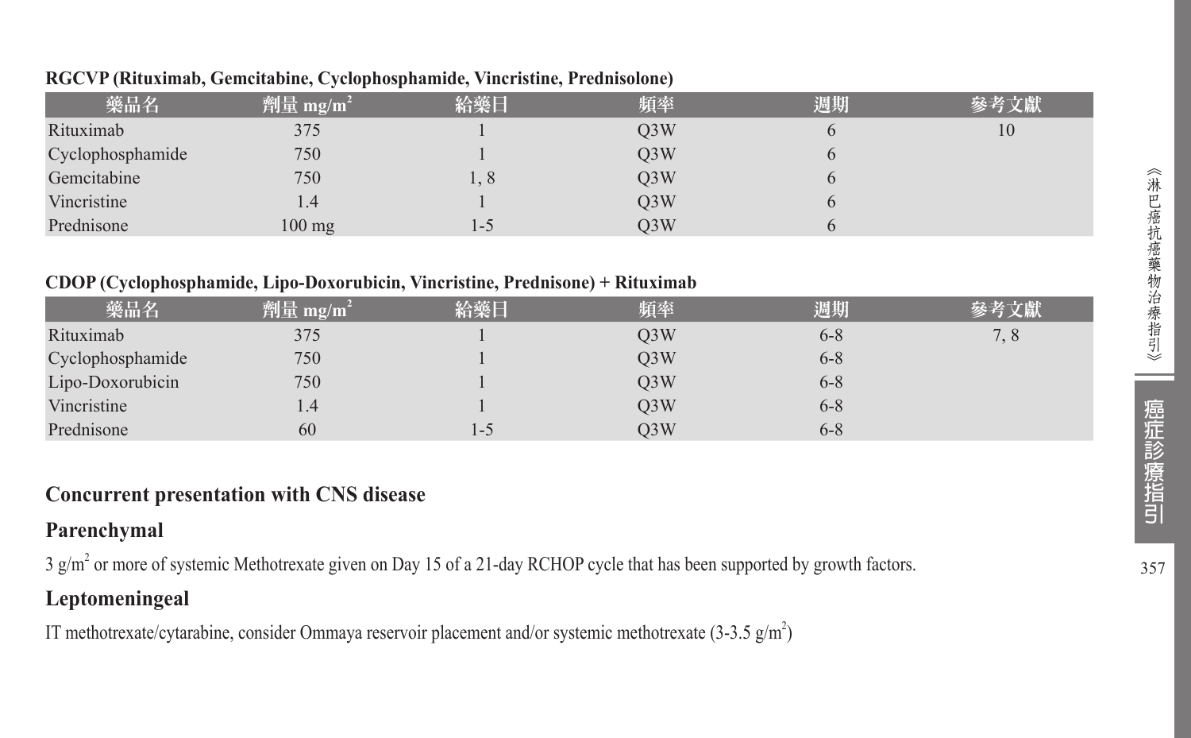**RGCVP (Rituximab, Gemcitabine, Cyclophosphamide, Vincristine, Prednisolone)**

| 藥品名 | 劑量 mg/m$^2$ | 給藥日 | 頻率 | 週期 | 參考文獻 |
|---|---|---|---|---|---|
| Rituximab | 375 | 1 | Q3W | 6 | 10 |
| Cyclophosphamide | 750 | 1 | Q3W | 6 | |
| Gemcitabine | 750 | 1, 8 | Q3W | 6 | |
| Vincristine | 1.4 | 1 | Q3W | 6 | |
| Prednisone | 100 mg | 1-5 | Q3W | 6 | |

**CDOP (Cyclophosphamide, Lipo-Doxorubicin, Vincristine, Prednisone) + Rituximab**

| 藥品名 | 劑量 mg/m$^2$ | 給藥日 | 頻率 | 週期 | 參考文獻 |
|---|---|---|---|---|---|
| Rituximab | 375 | 1 | Q3W | 6-8 | 7, 8 |
| Cyclophosphamide | 750 | 1 | Q3W | 6-8 | |
| Lipo-Doxorubicin | 750 | 1 | Q3W | 6-8 | |
| Vincristine | 1.4 | 1 | Q3W | 6-8 | |
| Prednisone | 60 | 1-5 | Q3W | 6-8 | |

## Concurrent presentation with CNS disease

### Parenchymal

3 g/m$^2$ or more of systemic Methotrexate given on Day 15 of a 21-day RCHOP cycle that has been supported by growth factors.

### Leptomeningeal

IT methotrexate/cytarabine, consider Ommaya reservoir placement and/or systemic methotrexate (3-3.5 g/m$^2$)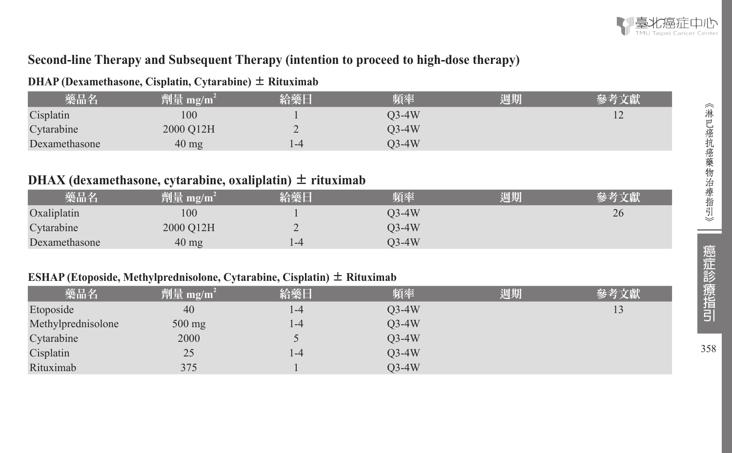## Second-line Therapy and Subsequent Therapy (intention to proceed to high-dose therapy)

### DHAP (Dexamethasone, Cisplatin, Cytarabine) ± Rituximab

| 藥品名 | 劑量 $mg/m^2$ | 給藥日 | 頻率 | 週期 | 參考文獻 |
|---|---|---|---|---|---|
| Cisplatin | 100 | 1 | Q3-4W | | 12 |
| Cytarabine | 2000 Q12H | 2 | Q3-4W | | |
| Dexamethasone | 40 mg | 1-4 | Q3-4W | | |

### DHAX (dexamethasone, cytarabine, oxaliplatin) ± rituximab

| 藥品名 | 劑量 $mg/m^2$ | 給藥日 | 頻率 | 週期 | 參考文獻 |
|---|---|---|---|---|---|
| Oxaliplatin | 100 | 1 | Q3-4W | | 26 |
| Cytarabine | 2000 Q12H | 2 | Q3-4W | | |
| Dexamethasone | 40 mg | 1-4 | Q3-4W | | |

### ESHAP (Etoposide, Methylprednisolone, Cytarabine, Cisplatin) ± Rituximab

| 藥品名 | 劑量 $mg/m^2$ | 給藥日 | 頻率 | 週期 | 參考文獻 |
|---|---|---|---|---|---|
| Etoposide | 40 | 1-4 | Q3-4W | | 13 |
| Methylprednisolone | 500 mg | 1-4 | Q3-4W | | |
| Cytarabine | 2000 | 5 | Q3-4W | | |
| Cisplatin | 25 | 1-4 | Q3-4W | | |
| Rituximab | 375 | 1 | Q3-4W | | |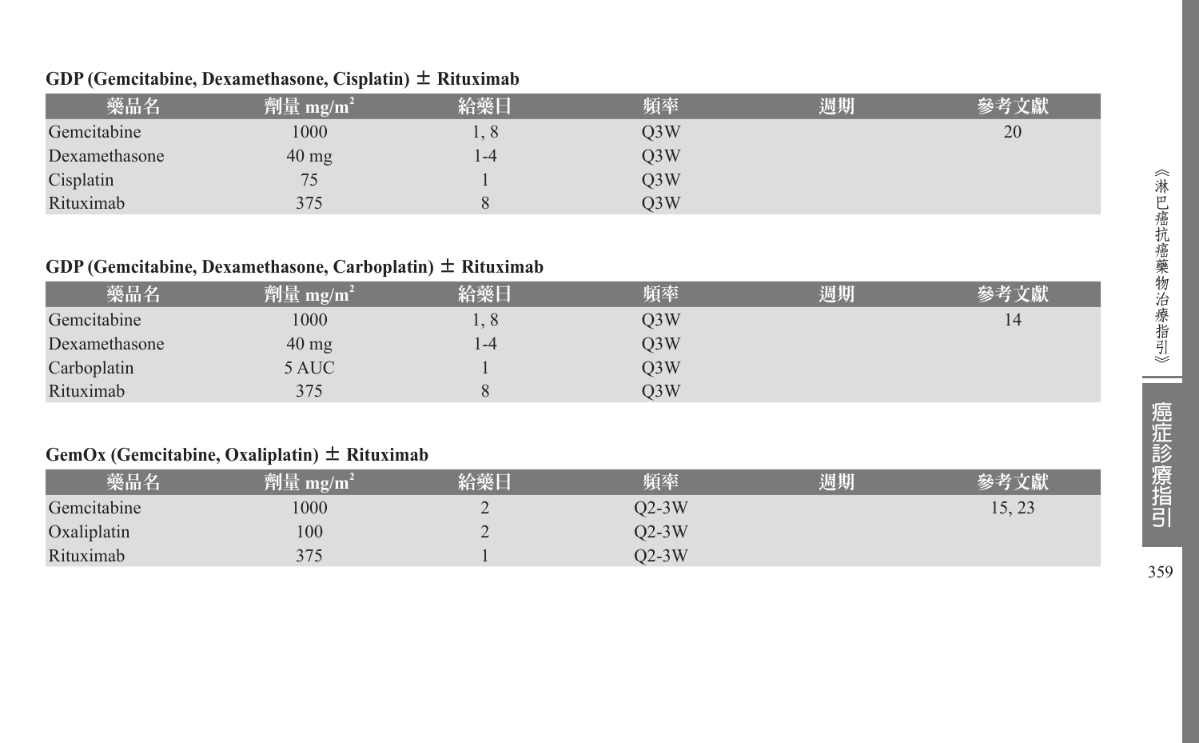### GDP (Gemcitabine, Dexamethasone, Cisplatin) ± Rituximab

| 藥品名 | 劑量 mg/m$^2$ | 給藥日 | 頻率 | 週期 | 參考文獻 |
|---|---|---|---|---|---|
| Gemcitabine | 1000 | 1, 8 | Q3W | | 20 |
| Dexamethasone | 40 mg | 1-4 | Q3W | | |
| Cisplatin | 75 | 1 | Q3W | | |
| Rituximab | 375 | 8 | Q3W | | |

### GDP (Gemcitabine, Dexamethasone, Carboplatin) ± Rituximab

| 藥品名 | 劑量 mg/m$^2$ | 給藥日 | 頻率 | 週期 | 參考文獻 |
|---|---|---|---|---|---|
| Gemcitabine | 1000 | 1, 8 | Q3W | | 14 |
| Dexamethasone | 40 mg | 1-4 | Q3W | | |
| Carboplatin | 5 AUC | 1 | Q3W | | |
| Rituximab | 375 | 8 | Q3W | | |

### GemOx (Gemcitabine, Oxaliplatin) ± Rituximab

| 藥品名 | 劑量 mg/m$^2$ | 給藥日 | 頻率 | 週期 | 參考文獻 |
|---|---|---|---|---|---|
| Gemcitabine | 1000 | 2 | Q2-3W | | 15, 23 |
| Oxaliplatin | 100 | 2 | Q2-3W | | |
| Rituximab | 375 | 1 | Q2-3W | | |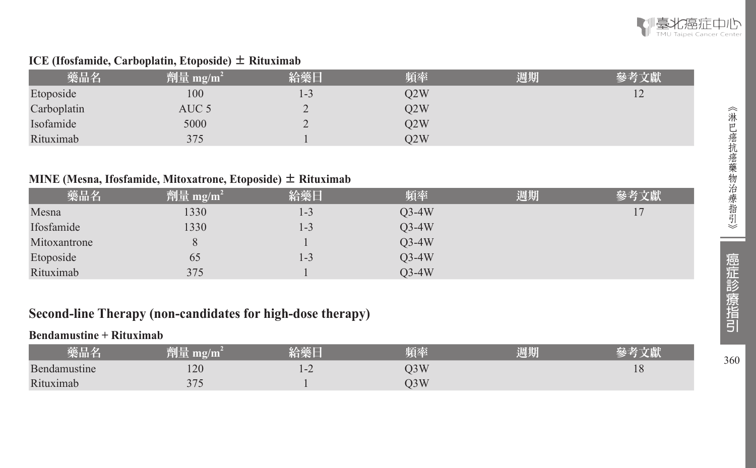### ICE (Ifosfamide, Carboplatin, Etoposide) ± Rituximab

| 藥品名 | 劑量 mg/m$^2$ | 給藥日 | 頻率 | 週期 | 參考文獻 |
|---|---|---|---|---|---|
| Etoposide | 100 | 1-3 | Q2W | | 12 |
| Carboplatin | AUC 5 | 2 | Q2W | | |
| Isofamide | 5000 | 2 | Q2W | | |
| Rituximab | 375 | 1 | Q2W | | |

### MINE (Mesna, Ifosfamide, Mitoxatrone, Etoposide) ± Rituximab

| 藥品名 | 劑量 mg/m$^2$ | 給藥日 | 頻率 | 週期 | 參考文獻 |
|---|---|---|---|---|---|
| Mesna | 1330 | 1-3 | Q3-4W | | 17 |
| Ifosfamide | 1330 | 1-3 | Q3-4W | | |
| Mitoxantrone | 8 | 1 | Q3-4W | | |
| Etoposide | 65 | 1-3 | Q3-4W | | |
| Rituximab | 375 | 1 | Q3-4W | | |

## Second-line Therapy (non-candidates for high-dose therapy)

### Bendamustine + Rituximab

| 藥品名 | 劑量 mg/m$^2$ | 給藥日 | 頻率 | 週期 | 參考文獻 |
|---|---|---|---|---|---|
| Bendamustine | 120 | 1-2 | Q3W | | 18 |
| Rituximab | 375 | 1 | Q3W | | |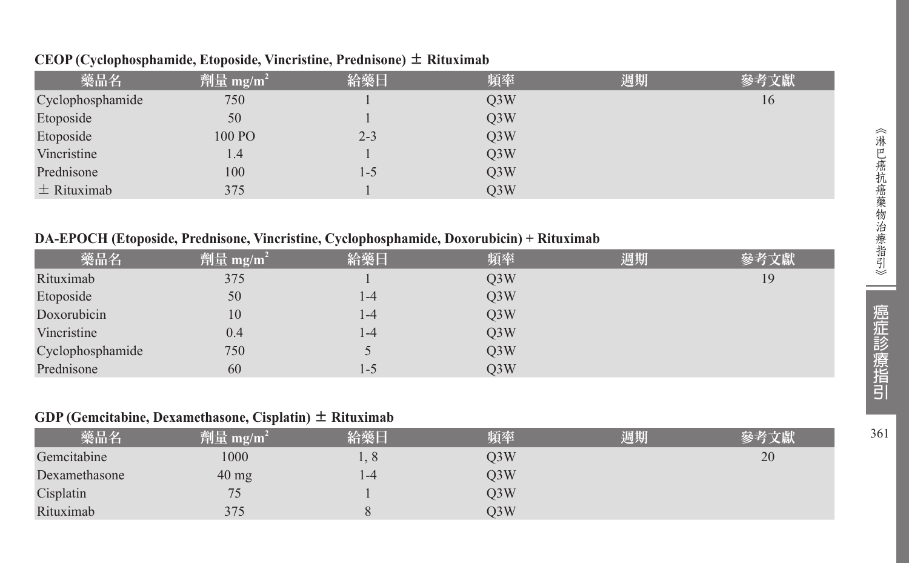**CEOP (Cyclophosphamide, Etoposide, Vincristine, Prednisone) ± Rituximab**

| 藥品名 | 劑量 mg/m$^2$ | 給藥日 | 頻率 | 週期 | 參考文獻 |
|---|---|---|---|---|---|
| Cyclophosphamide | 750 | 1 | Q3W | | 16 |
| Etoposide | 50 | 1 | Q3W | | |
| Etoposide | 100 PO | 2-3 | Q3W | | |
| Vincristine | 1.4 | 1 | Q3W | | |
| Prednisone | 100 | 1-5 | Q3W | | |
| ± Rituximab | 375 | 1 | Q3W | | |

**DA-EPOCH (Etoposide, Prednisone, Vincristine, Cyclophosphamide, Doxorubicin) + Rituximab**

| 藥品名 | 劑量 mg/m$^2$ | 給藥日 | 頻率 | 週期 | 參考文獻 |
|---|---|---|---|---|---|
| Rituximab | 375 | 1 | Q3W | | 19 |
| Etoposide | 50 | 1-4 | Q3W | | |
| Doxorubicin | 10 | 1-4 | Q3W | | |
| Vincristine | 0.4 | 1-4 | Q3W | | |
| Cyclophosphamide | 750 | 5 | Q3W | | |
| Prednisone | 60 | 1-5 | Q3W | | |

**GDP (Gemcitabine, Dexamethasone, Cisplatin) ± Rituximab**

| 藥品名 | 劑量 mg/m$^2$ | 給藥日 | 頻率 | 週期 | 參考文獻 |
|---|---|---|---|---|---|
| Gemcitabine | 1000 | 1, 8 | Q3W | | 20 |
| Dexamethasone | 40 mg | 1-4 | Q3W | | |
| Cisplatin | 75 | 1 | Q3W | | |
| Rituximab | 375 | 8 | Q3W | | |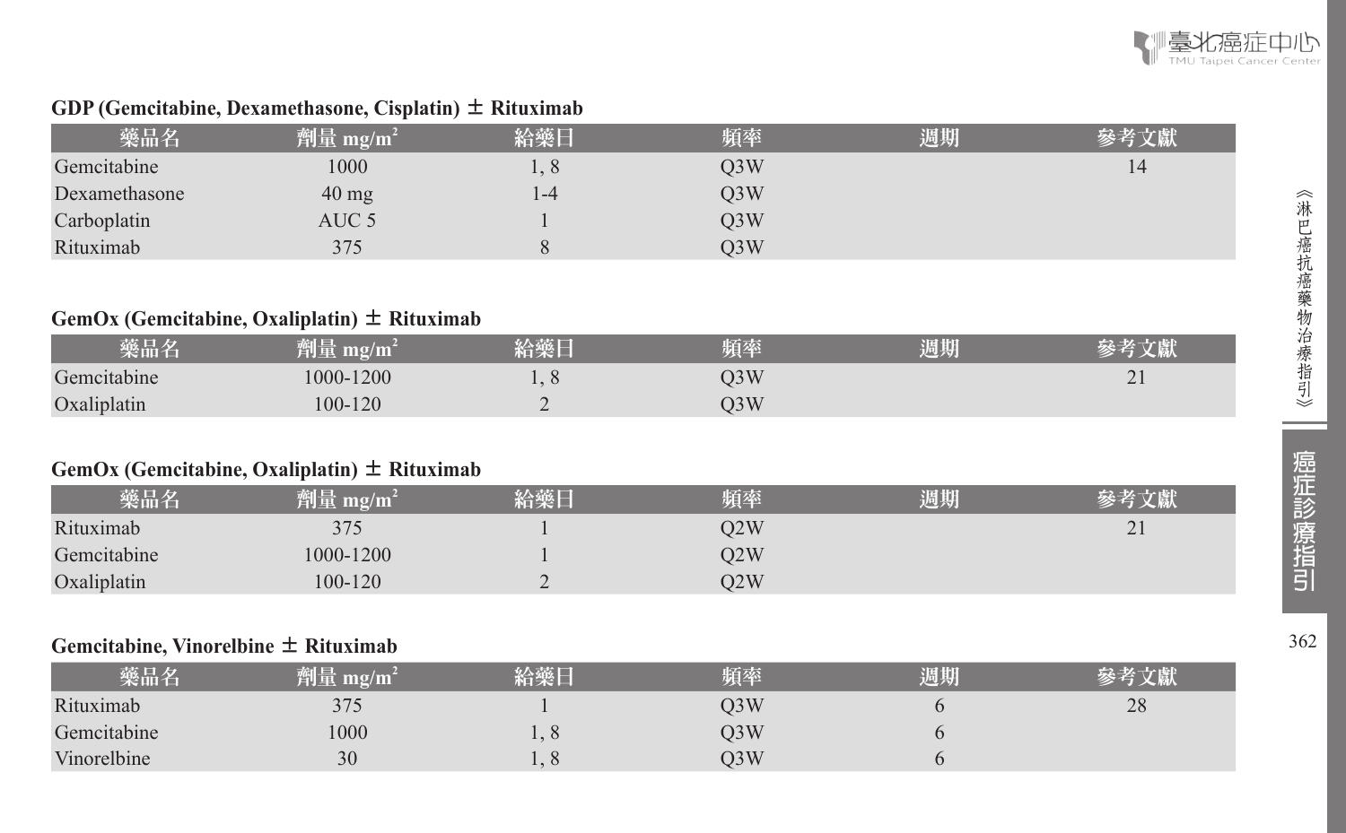### GDP (Gemcitabine, Dexamethasone, Cisplatin) ± Rituximab

| 藥品名 | 劑量 mg/m$^2$ | 給藥日 | 頻率 | 週期 | 參考文獻 |
|---|---|---|---|---|---|
| Gemcitabine | 1000 | 1, 8 | Q3W | | 14 |
| Dexamethasone | 40 mg | 1-4 | Q3W | | |
| Carboplatin | AUC 5 | 1 | Q3W | | |
| Rituximab | 375 | 8 | Q3W | | |

### GemOx (Gemcitabine, Oxaliplatin) ± Rituximab

| 藥品名 | 劑量 mg/m$^2$ | 給藥日 | 頻率 | 週期 | 參考文獻 |
|---|---|---|---|---|---|
| Gemcitabine | 1000-1200 | 1, 8 | Q3W | | 21 |
| Oxaliplatin | 100-120 | 2 | Q3W | | |

### GemOx (Gemcitabine, Oxaliplatin) ± Rituximab

| 藥品名 | 劑量 mg/m$^2$ | 給藥日 | 頻率 | 週期 | 參考文獻 |
|---|---|---|---|---|---|
| Rituximab | 375 | 1 | Q2W | | 21 |
| Gemcitabine | 1000-1200 | 1 | Q2W | | |
| Oxaliplatin | 100-120 | 2 | Q2W | | |

### Gemcitabine, Vinorelbine ± Rituximab

| 藥品名 | 劑量 mg/m$^2$ | 給藥日 | 頻率 | 週期 | 參考文獻 |
|---|---|---|---|---|---|
| Rituximab | 375 | 1 | Q3W | 6 | 28 |
| Gemcitabine | 1000 | 1, 8 | Q3W | 6 | |
| Vinorelbine | 30 | 1, 8 | Q3W | 6 | |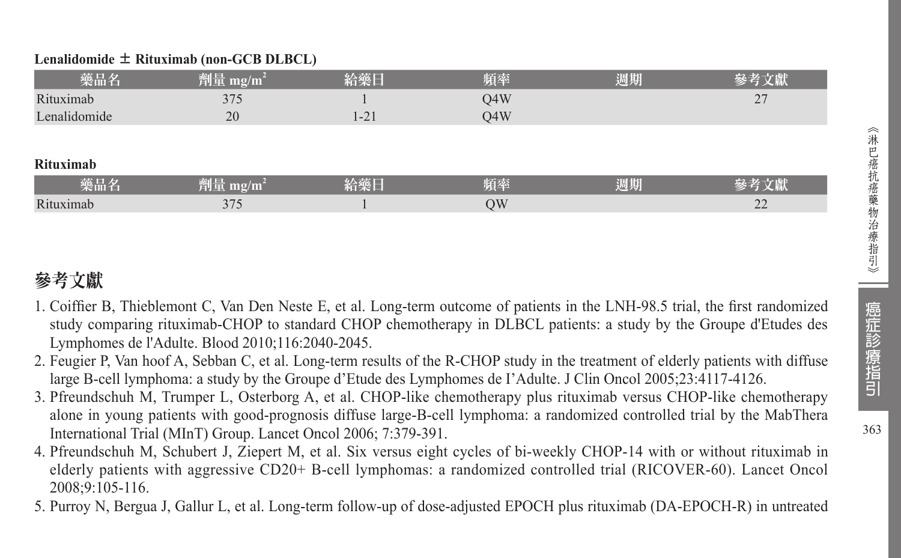**Lenalidomide ± Rituximab (non-GCB DLBCL)**

| 藥品名 | 劑量 $mg/m^2$ | 給藥日 | 頻率 | 週期 | 參考文獻 |
|---|---|---|---|---|---|
| Rituximab | 375 | 1 | Q4W | | 27 |
| Lenalidomide | 20 | 1-21 | Q4W | | |

**Rituximab**

| 藥品名 | 劑量 $mg/m^2$ | 給藥日 | 頻率 | 週期 | 參考文獻 |
|---|---|---|---|---|---|
| Rituximab | 375 | 1 | QW | | 22 |

## 參考文獻

1. Coiffier B, Thieblemont C, Van Den Neste E, et al. Long-term outcome of patients in the LNH-98.5 trial, the first randomized study comparing rituximab-CHOP to standard CHOP chemotherapy in DLBCL patients: a study by the Groupe d'Etudes des Lymphomes de l'Adulte. Blood 2010;116:2040-2045.
2. Feugier P, Van hoof A, Sebban C, et al. Long-term results of the R-CHOP study in the treatment of elderly patients with diffuse large B-cell lymphoma: a study by the Groupe d'Etude des Lymphomes de I'Adulte. J Clin Oncol 2005;23:4117-4126.
3. Pfreundschuh M, Trumper L, Osterborg A, et al. CHOP-like chemotherapy plus rituximab versus CHOP-like chemotherapy alone in young patients with good-prognosis diffuse large-B-cell lymphoma: a randomized controlled trial by the MabThera International Trial (MInT) Group. Lancet Oncol 2006; 7:379-391.
4. Pfreundschuh M, Schubert J, Ziepert M, et al. Six versus eight cycles of bi-weekly CHOP-14 with or without rituximab in elderly patients with aggressive CD20+ B-cell lymphomas: a randomized controlled trial (RICOVER-60). Lancet Oncol 2008;9:105-116.
5. Purroy N, Bergua J, Gallur L, et al. Long-term follow-up of dose-adjusted EPOCH plus rituximab (DA-EPOCH-R) in untreated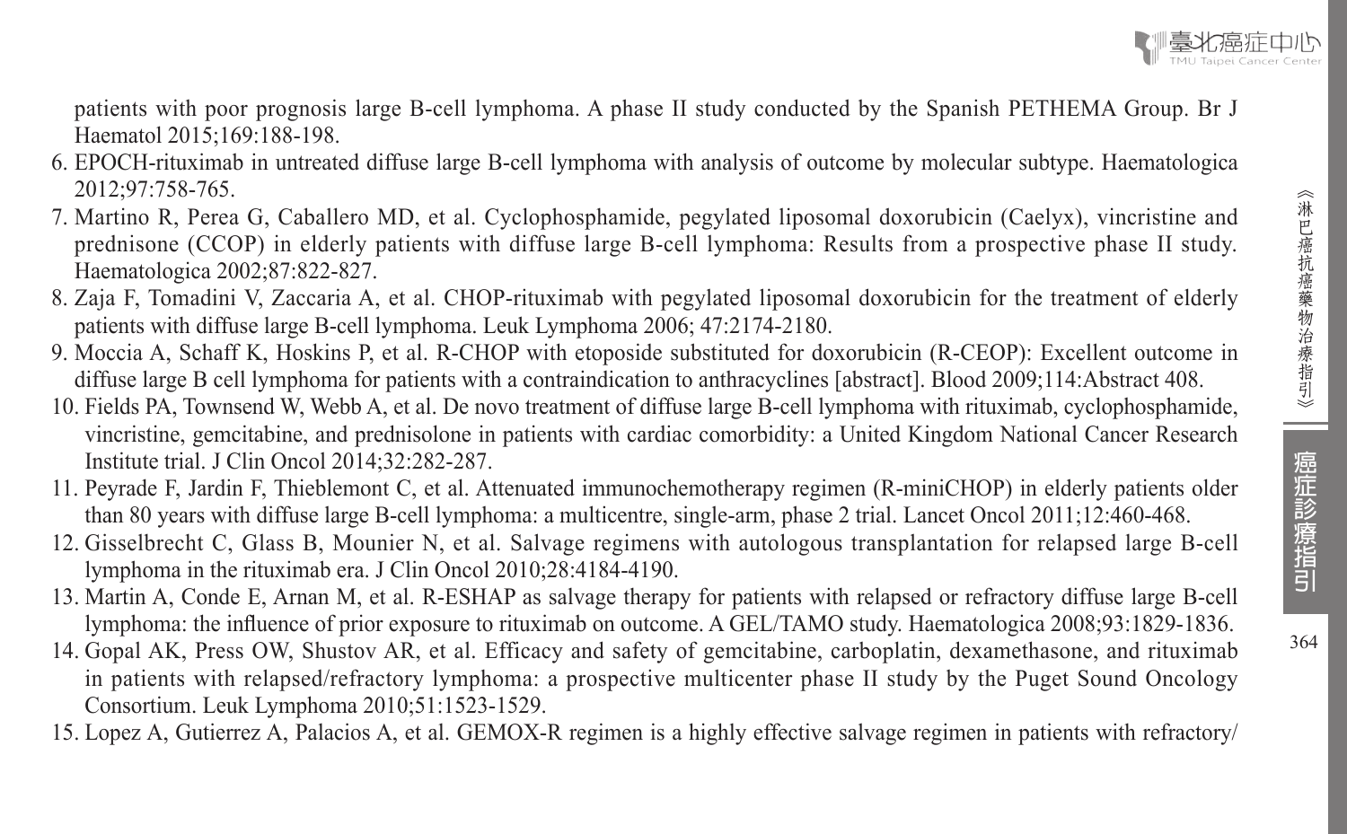patients with poor prognosis large B-cell lymphoma. A phase II study conducted by the Spanish PETHEMA Group. Br J Haematol 2015;169:188-198.

6. EPOCH-rituximab in untreated diffuse large B-cell lymphoma with analysis of outcome by molecular subtype. Haematologica 2012;97:758-765.
7. Martino R, Perea G, Caballero MD, et al. Cyclophosphamide, pegylated liposomal doxorubicin (Caelyx), vincristine and prednisone (CCOP) in elderly patients with diffuse large B-cell lymphoma: Results from a prospective phase II study. Haematologica 2002;87:822-827.
8. Zaja F, Tomadini V, Zaccaria A, et al. CHOP-rituximab with pegylated liposomal doxorubicin for the treatment of elderly patients with diffuse large B-cell lymphoma. Leuk Lymphoma 2006; 47:2174-2180.
9. Moccia A, Schaff K, Hoskins P, et al. R-CHOP with etoposide substituted for doxorubicin (R-CEOP): Excellent outcome in diffuse large B cell lymphoma for patients with a contraindication to anthracyclines [abstract]. Blood 2009;114:Abstract 408.
10. Fields PA, Townsend W, Webb A, et al. De novo treatment of diffuse large B-cell lymphoma with rituximab, cyclophosphamide, vincristine, gemcitabine, and prednisolone in patients with cardiac comorbidity: a United Kingdom National Cancer Research Institute trial. J Clin Oncol 2014;32:282-287.
11. Peyrade F, Jardin F, Thieblemont C, et al. Attenuated immunochemotherapy regimen (R-miniCHOP) in elderly patients older than 80 years with diffuse large B-cell lymphoma: a multicentre, single-arm, phase 2 trial. Lancet Oncol 2011;12:460-468.
12. Gisselbrecht C, Glass B, Mounier N, et al. Salvage regimens with autologous transplantation for relapsed large B-cell lymphoma in the rituximab era. J Clin Oncol 2010;28:4184-4190.
13. Martin A, Conde E, Arnan M, et al. R-ESHAP as salvage therapy for patients with relapsed or refractory diffuse large B-cell lymphoma: the influence of prior exposure to rituximab on outcome. A GEL/TAMO study. Haematologica 2008;93:1829-1836.
14. Gopal AK, Press OW, Shustov AR, et al. Efficacy and safety of gemcitabine, carboplatin, dexamethasone, and rituximab in patients with relapsed/refractory lymphoma: a prospective multicenter phase II study by the Puget Sound Oncology Consortium. Leuk Lymphoma 2010;51:1523-1529.
15. Lopez A, Gutierrez A, Palacios A, et al. GEMOX-R regimen is a highly effective salvage regimen in patients with refractory/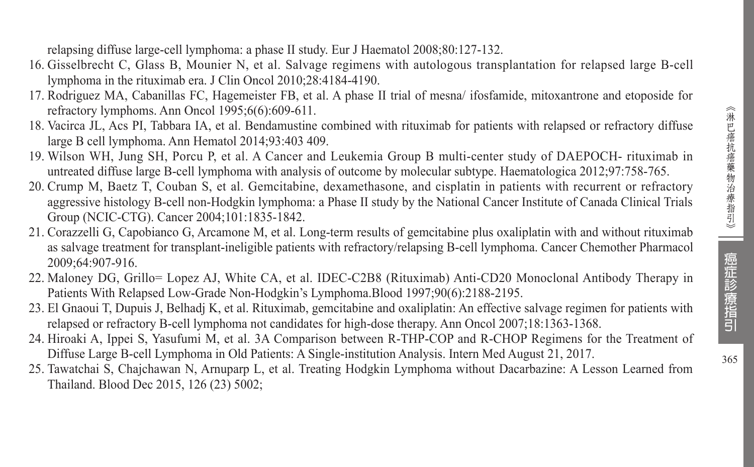relapsing diffuse large-cell lymphoma: a phase II study. Eur J Haematol 2008;80:127-132.

16. Gisselbrecht C, Glass B, Mounier N, et al. Salvage regimens with autologous transplantation for relapsed large B-cell lymphoma in the rituximab era. J Clin Oncol 2010;28:4184-4190.
17. Rodriguez MA, Cabanillas FC, Hagemeister FB, et al. A phase II trial of mesna/ ifosfamide, mitoxantrone and etoposide for refractory lymphoms. Ann Oncol 1995;6(6):609-611.
18. Vacirca JL, Acs PI, Tabbara IA, et al. Bendamustine combined with rituximab for patients with relapsed or refractory diffuse large B cell lymphoma. Ann Hematol 2014;93:403 409.
19. Wilson WH, Jung SH, Porcu P, et al. A Cancer and Leukemia Group B multi-center study of DAEPOCH- rituximab in untreated diffuse large B-cell lymphoma with analysis of outcome by molecular subtype. Haematologica 2012;97:758-765.
20. Crump M, Baetz T, Couban S, et al. Gemcitabine, dexamethasone, and cisplatin in patients with recurrent or refractory aggressive histology B-cell non-Hodgkin lymphoma: a Phase II study by the National Cancer Institute of Canada Clinical Trials Group (NCIC-CTG). Cancer 2004;101:1835-1842.
21. Corazzelli G, Capobianco G, Arcamone M, et al. Long-term results of gemcitabine plus oxaliplatin with and without rituximab as salvage treatment for transplant-ineligible patients with refractory/relapsing B-cell lymphoma. Cancer Chemother Pharmacol 2009;64:907-916.
22. Maloney DG, Grillo= Lopez AJ, White CA, et al. IDEC-C2B8 (Rituximab) Anti-CD20 Monoclonal Antibody Therapy in Patients With Relapsed Low-Grade Non-Hodgkin's Lymphoma.Blood 1997;90(6):2188-2195.
23. El Gnaoui T, Dupuis J, Belhadj K, et al. Rituximab, gemcitabine and oxaliplatin: An effective salvage regimen for patients with relapsed or refractory B-cell lymphoma not candidates for high-dose therapy. Ann Oncol 2007;18:1363-1368.
24. Hiroaki A, Ippei S, Yasufumi M, et al. 3A Comparison between R-THP-COP and R-CHOP Regimens for the Treatment of Diffuse Large B-cell Lymphoma in Old Patients: A Single-institution Analysis. Intern Med August 21, 2017.
25. Tawatchai S, Chajchawan N, Arnuparp L, et al. Treating Hodgkin Lymphoma without Dacarbazine: A Lesson Learned from Thailand. Blood Dec 2015, 126 (23) 5002;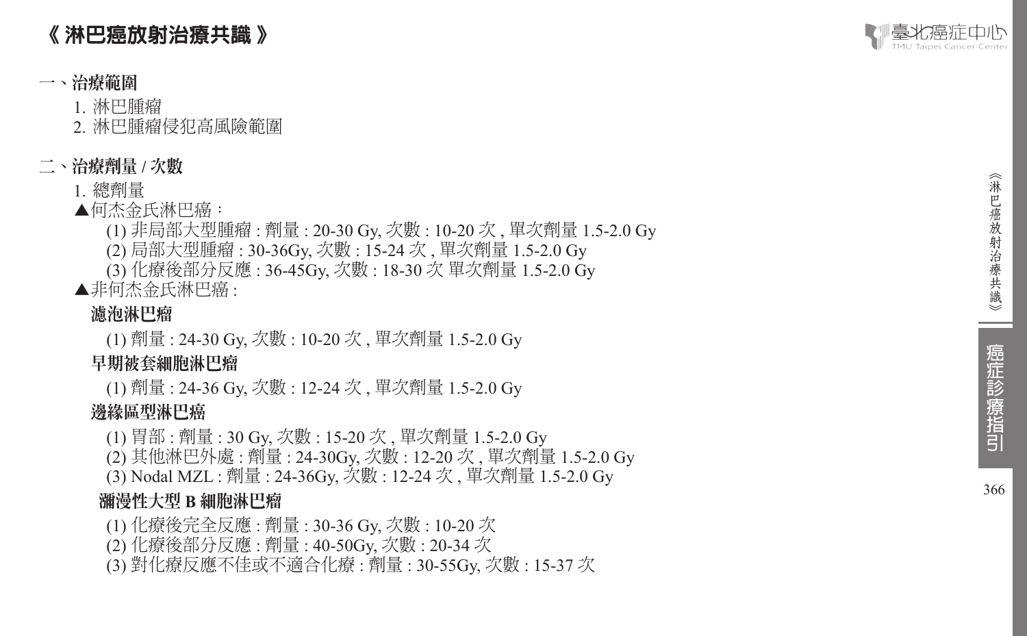# 《 淋巴癌放射治療共識 》

## 一、治療範圍

1. 淋巴腫瘤
2. 淋巴腫瘤侵犯高風險範圍

## 二、治療劑量 / 次數

1. 總劑量

▲何杰金氏淋巴癌：

(1) 非局部大型腫瘤 : 劑量 : 20-30 Gy, 次數 : 10-20 次 , 單次劑量 1.5-2.0 Gy
(2) 局部大型腫瘤 : 30-36Gy, 次數 : 15-24 次 , 單次劑量 1.5-2.0 Gy
(3) 化療後部分反應 : 36-45Gy, 次數 : 18-30 次 單次劑量 1.5-2.0 Gy

▲非何杰金氏淋巴癌 :

**濾泡淋巴瘤**

(1) 劑量 : 24-30 Gy, 次數 : 10-20 次 , 單次劑量 1.5-2.0 Gy

**早期被套細胞淋巴瘤**

(1) 劑量 : 24-36 Gy, 次數 : 12-24 次 , 單次劑量 1.5-2.0 Gy

**邊緣區型淋巴癌**

(1) 胃部 : 劑量 : 30 Gy, 次數 : 15-20 次 , 單次劑量 1.5-2.0 Gy
(2) 其他淋巴外處 : 劑量 : 24-30Gy, 次數 : 12-20 次 , 單次劑量 1.5-2.0 Gy
(3) Nodal MZL : 劑量 : 24-36Gy, 次數 : 12-24 次 , 單次劑量 1.5-2.0 Gy

**瀰漫性大型 B 細胞淋巴瘤**

(1) 化療後完全反應 : 劑量 : 30-36 Gy, 次數 : 10-20 次
(2) 化療後部分反應 : 劑量 : 40-50Gy, 次數 : 20-34 次
(3) 對化療反應不佳或不適合化療 : 劑量 : 30-55Gy, 次數 : 15-37 次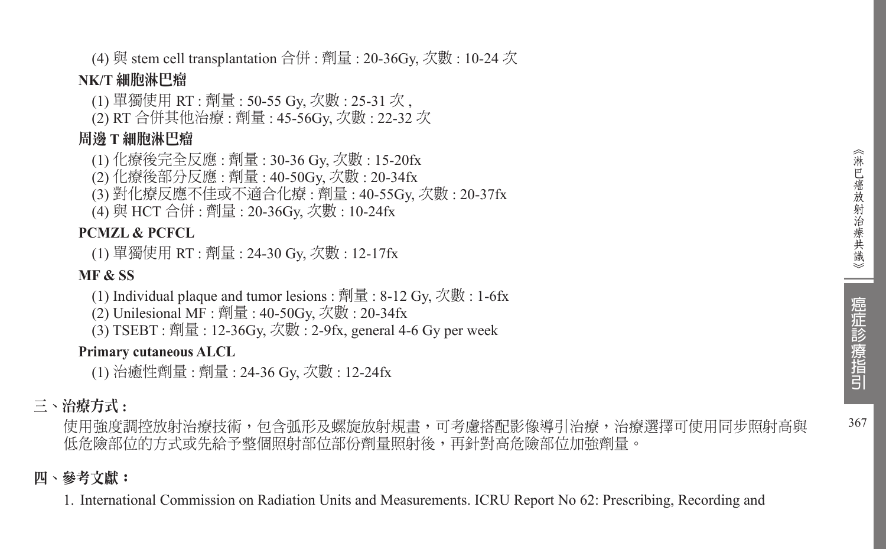(4) 與 stem cell transplantation 合併 : 劑量 : 20-36Gy, 次數 : 10-24 次

**NK/T 細胞淋巴瘤**

(1) 單獨使用 RT : 劑量 : 50-55 Gy, 次數 : 25-31 次 ,
(2) RT 合併其他治療 : 劑量 : 45-56Gy, 次數 : 22-32 次

**周邊 T 細胞淋巴瘤**

(1) 化療後完全反應 : 劑量 : 30-36 Gy, 次數 : 15-20fx
(2) 化療後部分反應 : 劑量 : 40-50Gy, 次數 : 20-34fx
(3) 對化療反應不佳或不適合化療 : 劑量 : 40-55Gy, 次數 : 20-37fx
(4) 與 HCT 合併 : 劑量 : 20-36Gy, 次數 : 10-24fx

**PCMZL & PCFCL**

(1) 單獨使用 RT : 劑量 : 24-30 Gy, 次數 : 12-17fx

**MF & SS**

(1) Individual plaque and tumor lesions : 劑量 : 8-12 Gy, 次數 : 1-6fx
(2) Unilesional MF : 劑量 : 40-50Gy, 次數 : 20-34fx
(3) TSEBT : 劑量 : 12-36Gy, 次數 : 2-9fx, general 4-6 Gy per week

**Primary cutaneous ALCL**

(1) 治癒性劑量 : 劑量 : 24-36 Gy, 次數 : 12-24fx

## 三、治療方式 :

使用強度調控放射治療技術，包含弧形及螺旋放射規畫，可考慮搭配影像導引治療，治療選擇可使用同步照射高與低危險部位的方式或先給予整個照射部位部份劑量照射後，再針對高危險部位加強劑量。

## 四、參考文獻：

1. International Commission on Radiation Units and Measurements. ICRU Report No 62: Prescribing, Recording and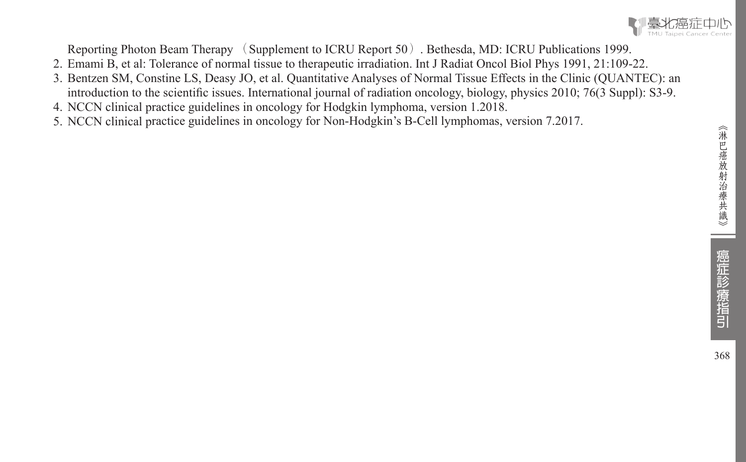Reporting Photon Beam Therapy （Supplement to ICRU Report 50）. Bethesda, MD: ICRU Publications 1999.

2. Emami B, et al: Tolerance of normal tissue to therapeutic irradiation. Int J Radiat Oncol Biol Phys 1991, 21:109-22.
3. Bentzen SM, Constine LS, Deasy JO, et al. Quantitative Analyses of Normal Tissue Effects in the Clinic (QUANTEC): an introduction to the scientific issues. International journal of radiation oncology, biology, physics 2010; 76(3 Suppl): S3-9.
4. NCCN clinical practice guidelines in oncology for Hodgkin lymphoma, version 1.2018.
5. NCCN clinical practice guidelines in oncology for Non-Hodgkin's B-Cell lymphomas, version 7.2017.